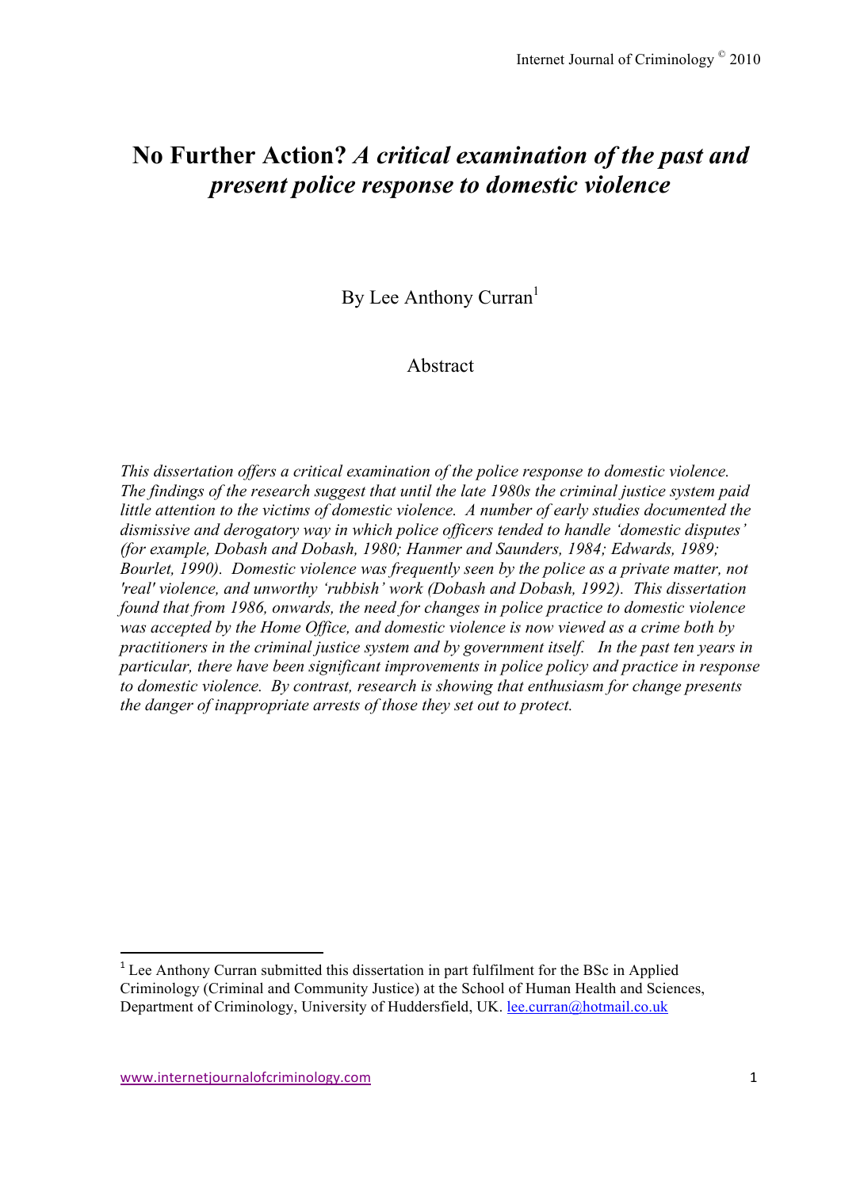# No Further Action? *A critical examination of the past and present police response to domestic violence*

By Lee Anthony Curran[1]

## Abstract

*This dissertation offers a critical examination of the police response to domestic violence. The findings of the research suggest that until the late 1980s the criminal justice system paid little attention to the victims of domestic violence. A number of early studies documented the dismissive and derogatory way in which police officers tended to handle 'domestic disputes' (for example, Dobash and Dobash, 1980; Hanmer and Saunders, 1984; Edwards, 1989; Bourlet, 1990). Domestic violence was frequently seen by the police as a private matter, not 'real' violence, and unworthy 'rubbish' work (Dobash and Dobash, 1992). This dissertation found that from 1986, onwards, the need for changes in police practice to domestic violence was accepted by the Home Office, and domestic violence is now viewed as a crime both by practitioners in the criminal justice system and by government itself. In the past ten years in particular, there have been significant improvements in police policy and practice in response to domestic violence. By contrast, research is showing that enthusiasm for change presents the danger of inappropriate arrests of those they set out to protect.*

---

[1] Lee Anthony Curran submitted this dissertation in part fulfilment for the BSc in Applied Criminology (Criminal and Community Justice) at the School of Human Health and Sciences, Department of Criminology, University of Huddersfield, UK. lee.curran@hotmail.co.uk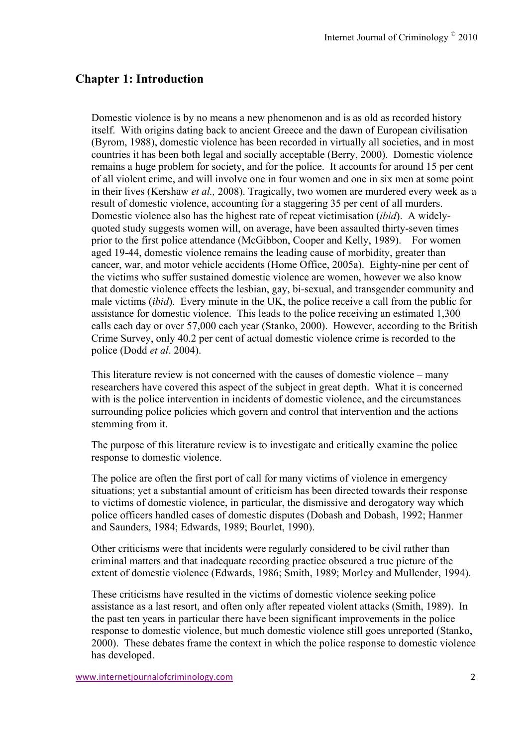## Chapter 1: Introduction

Domestic violence is by no means a new phenomenon and is as old as recorded history itself. With origins dating back to ancient Greece and the dawn of European civilisation (Byrom, 1988), domestic violence has been recorded in virtually all societies, and in most countries it has been both legal and socially acceptable (Berry, 2000). Domestic violence remains a huge problem for society, and for the police. It accounts for around 15 per cent of all violent crime, and will involve one in four women and one in six men at some point in their lives (Kershaw *et al.,* 2008). Tragically, two women are murdered every week as a result of domestic violence, accounting for a staggering 35 per cent of all murders. Domestic violence also has the highest rate of repeat victimisation (*ibid*). A widely-quoted study suggests women will, on average, have been assaulted thirty-seven times prior to the first police attendance (McGibbon, Cooper and Kelly, 1989). For women aged 19-44, domestic violence remains the leading cause of morbidity, greater than cancer, war, and motor vehicle accidents (Home Office, 2005a). Eighty-nine per cent of the victims who suffer sustained domestic violence are women, however we also know that domestic violence effects the lesbian, gay, bi-sexual, and transgender community and male victims (*ibid*). Every minute in the UK, the police receive a call from the public for assistance for domestic violence. This leads to the police receiving an estimated 1,300 calls each day or over 57,000 each year (Stanko, 2000). However, according to the British Crime Survey, only 40.2 per cent of actual domestic violence crime is recorded to the police (Dodd *et al*. 2004).

This literature review is not concerned with the causes of domestic violence – many researchers have covered this aspect of the subject in great depth. What it is concerned with is the police intervention in incidents of domestic violence, and the circumstances surrounding police policies which govern and control that intervention and the actions stemming from it.

The purpose of this literature review is to investigate and critically examine the police response to domestic violence.

The police are often the first port of call for many victims of violence in emergency situations; yet a substantial amount of criticism has been directed towards their response to victims of domestic violence, in particular, the dismissive and derogatory way which police officers handled cases of domestic disputes (Dobash and Dobash, 1992; Hanmer and Saunders, 1984; Edwards, 1989; Bourlet, 1990).

Other criticisms were that incidents were regularly considered to be civil rather than criminal matters and that inadequate recording practice obscured a true picture of the extent of domestic violence (Edwards, 1986; Smith, 1989; Morley and Mullender, 1994).

These criticisms have resulted in the victims of domestic violence seeking police assistance as a last resort, and often only after repeated violent attacks (Smith, 1989). In the past ten years in particular there have been significant improvements in the police response to domestic violence, but much domestic violence still goes unreported (Stanko, 2000). These debates frame the context in which the police response to domestic violence has developed.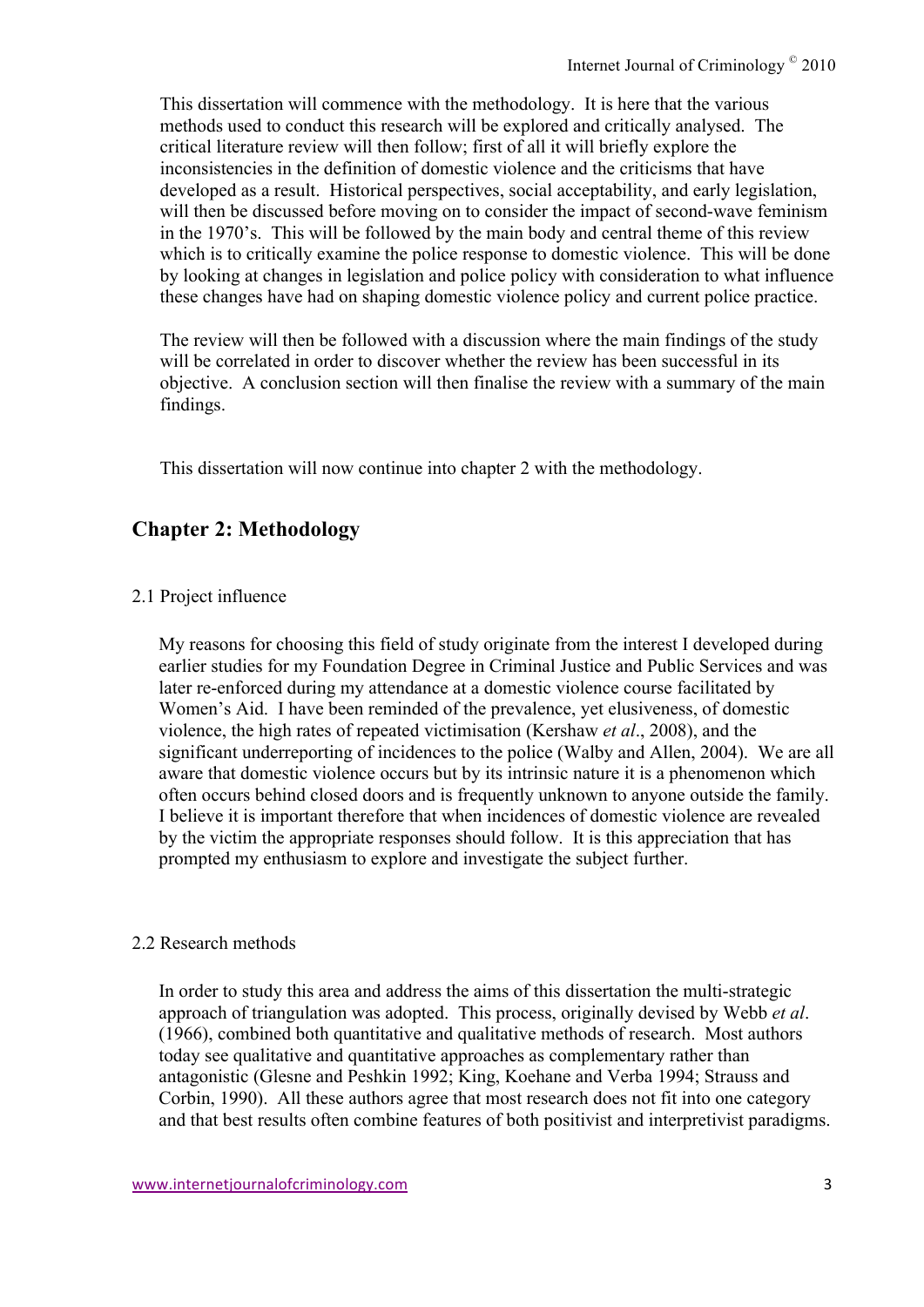This dissertation will commence with the methodology. It is here that the various methods used to conduct this research will be explored and critically analysed. The critical literature review will then follow; first of all it will briefly explore the inconsistencies in the definition of domestic violence and the criticisms that have developed as a result. Historical perspectives, social acceptability, and early legislation, will then be discussed before moving on to consider the impact of second-wave feminism in the 1970's. This will be followed by the main body and central theme of this review which is to critically examine the police response to domestic violence. This will be done by looking at changes in legislation and police policy with consideration to what influence these changes have had on shaping domestic violence policy and current police practice.

The review will then be followed with a discussion where the main findings of the study will be correlated in order to discover whether the review has been successful in its objective. A conclusion section will then finalise the review with a summary of the main findings.

This dissertation will now continue into chapter 2 with the methodology.

## Chapter 2: Methodology

### 2.1 Project influence

My reasons for choosing this field of study originate from the interest I developed during earlier studies for my Foundation Degree in Criminal Justice and Public Services and was later re-enforced during my attendance at a domestic violence course facilitated by Women's Aid. I have been reminded of the prevalence, yet elusiveness, of domestic violence, the high rates of repeated victimisation (Kershaw *et al*., 2008), and the significant underreporting of incidences to the police (Walby and Allen, 2004). We are all aware that domestic violence occurs but by its intrinsic nature it is a phenomenon which often occurs behind closed doors and is frequently unknown to anyone outside the family. I believe it is important therefore that when incidences of domestic violence are revealed by the victim the appropriate responses should follow. It is this appreciation that has prompted my enthusiasm to explore and investigate the subject further.

### 2.2 Research methods

In order to study this area and address the aims of this dissertation the multi-strategic approach of triangulation was adopted. This process, originally devised by Webb *et al*. (1966), combined both quantitative and qualitative methods of research. Most authors today see qualitative and quantitative approaches as complementary rather than antagonistic (Glesne and Peshkin 1992; King, Koehane and Verba 1994; Strauss and Corbin, 1990). All these authors agree that most research does not fit into one category and that best results often combine features of both positivist and interpretivist paradigms.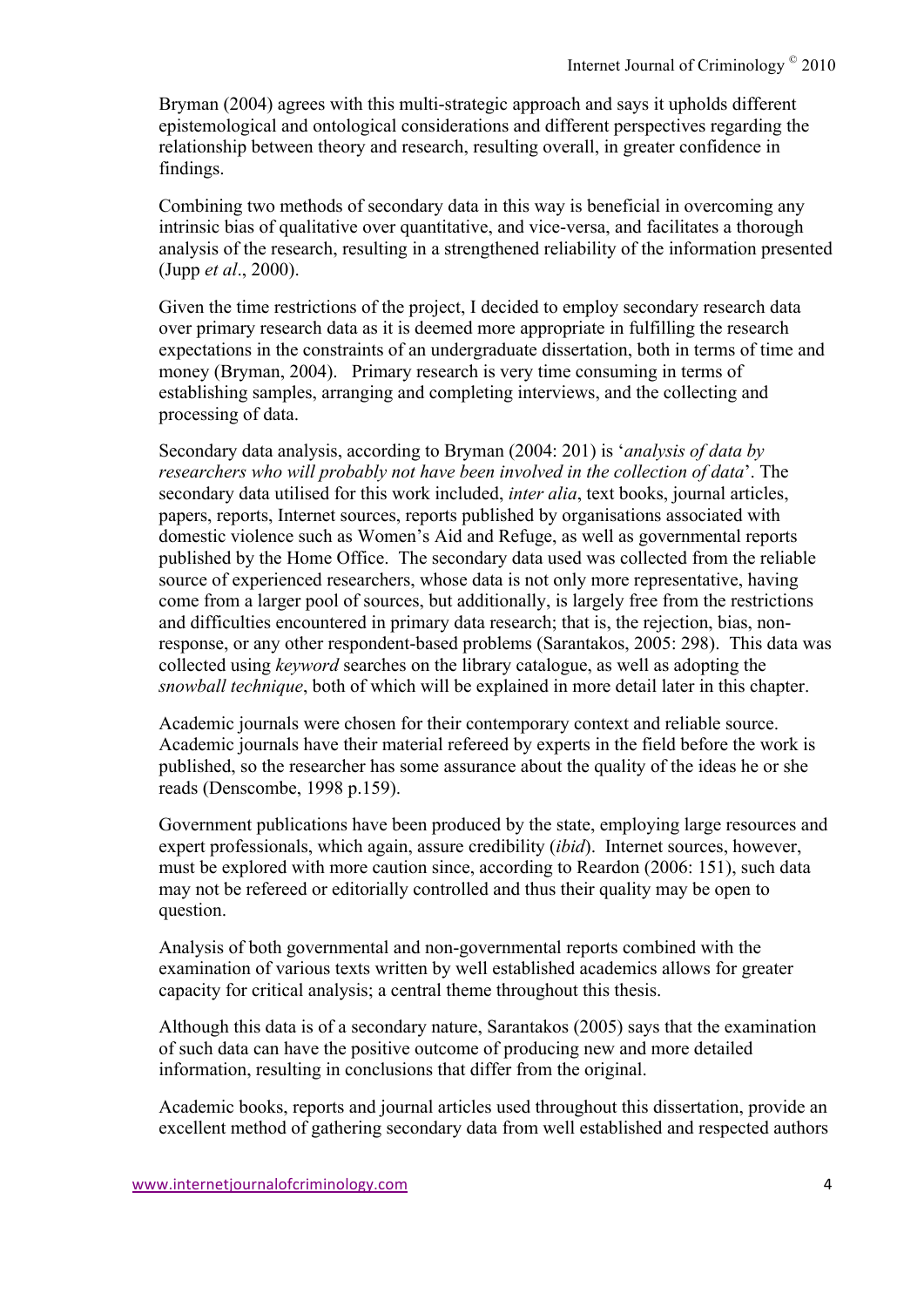Bryman (2004) agrees with this multi-strategic approach and says it upholds different epistemological and ontological considerations and different perspectives regarding the relationship between theory and research, resulting overall, in greater confidence in findings.

Combining two methods of secondary data in this way is beneficial in overcoming any intrinsic bias of qualitative over quantitative, and vice-versa, and facilitates a thorough analysis of the research, resulting in a strengthened reliability of the information presented (Jupp *et al*., 2000).

Given the time restrictions of the project, I decided to employ secondary research data over primary research data as it is deemed more appropriate in fulfilling the research expectations in the constraints of an undergraduate dissertation, both in terms of time and money (Bryman, 2004). Primary research is very time consuming in terms of establishing samples, arranging and completing interviews, and the collecting and processing of data.

Secondary data analysis, according to Bryman (2004: 201) is '*analysis of data by researchers who will probably not have been involved in the collection of data*'. The secondary data utilised for this work included, *inter alia*, text books, journal articles, papers, reports, Internet sources, reports published by organisations associated with domestic violence such as Women's Aid and Refuge, as well as governmental reports published by the Home Office. The secondary data used was collected from the reliable source of experienced researchers, whose data is not only more representative, having come from a larger pool of sources, but additionally, is largely free from the restrictions and difficulties encountered in primary data research; that is, the rejection, bias, non-response, or any other respondent-based problems (Sarantakos, 2005: 298). This data was collected using *keyword* searches on the library catalogue, as well as adopting the *snowball technique*, both of which will be explained in more detail later in this chapter.

Academic journals were chosen for their contemporary context and reliable source. Academic journals have their material refereed by experts in the field before the work is published, so the researcher has some assurance about the quality of the ideas he or she reads (Denscombe, 1998 p.159).

Government publications have been produced by the state, employing large resources and expert professionals, which again, assure credibility (*ibid*). Internet sources, however, must be explored with more caution since, according to Reardon (2006: 151), such data may not be refereed or editorially controlled and thus their quality may be open to question.

Analysis of both governmental and non-governmental reports combined with the examination of various texts written by well established academics allows for greater capacity for critical analysis; a central theme throughout this thesis.

Although this data is of a secondary nature, Sarantakos (2005) says that the examination of such data can have the positive outcome of producing new and more detailed information, resulting in conclusions that differ from the original.

Academic books, reports and journal articles used throughout this dissertation, provide an excellent method of gathering secondary data from well established and respected authors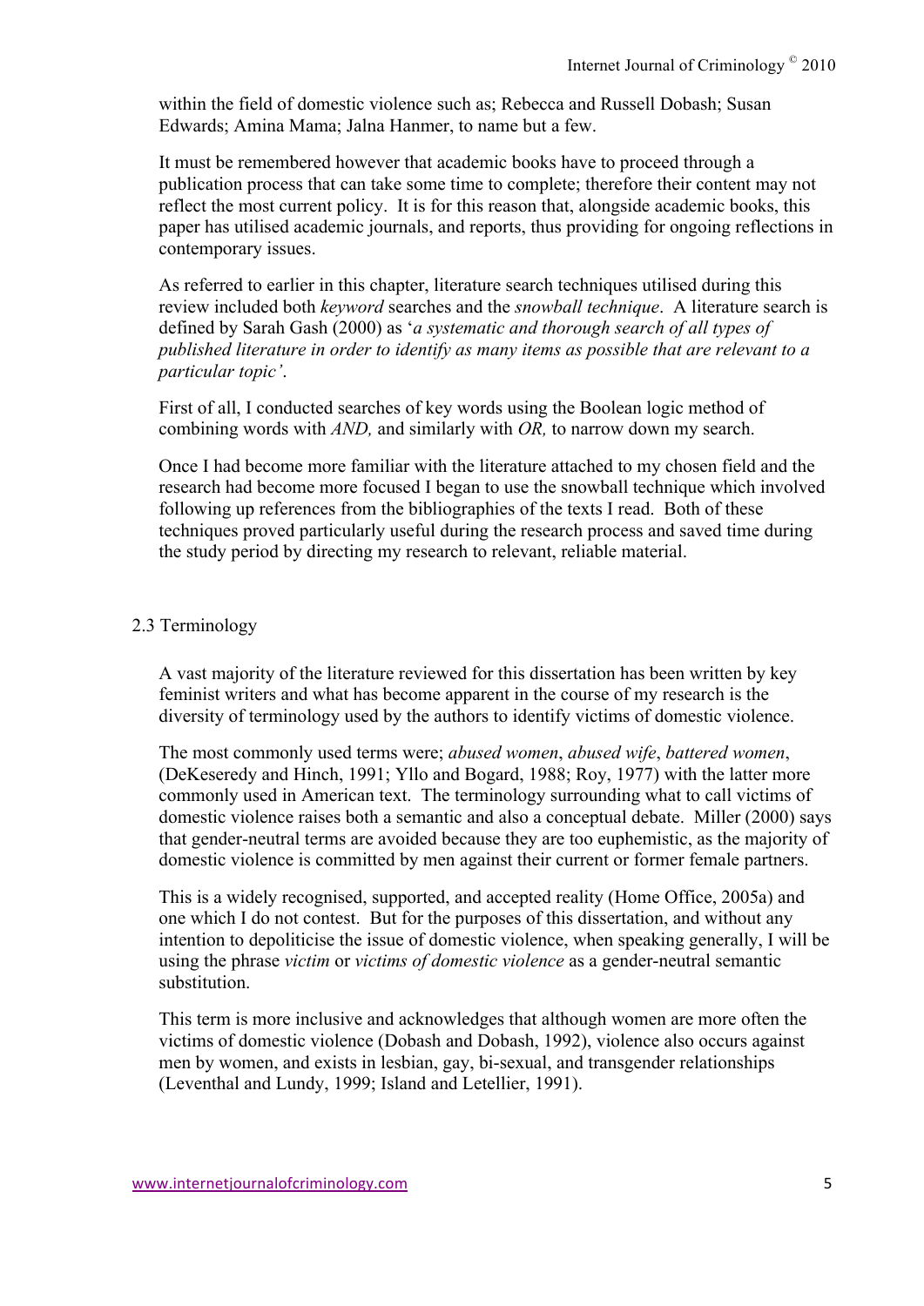within the field of domestic violence such as; Rebecca and Russell Dobash; Susan Edwards; Amina Mama; Jalna Hanmer, to name but a few.

It must be remembered however that academic books have to proceed through a publication process that can take some time to complete; therefore their content may not reflect the most current policy. It is for this reason that, alongside academic books, this paper has utilised academic journals, and reports, thus providing for ongoing reflections in contemporary issues.

As referred to earlier in this chapter, literature search techniques utilised during this review included both *keyword* searches and the *snowball technique*. A literature search is defined by Sarah Gash (2000) as '*a systematic and thorough search of all types of published literature in order to identify as many items as possible that are relevant to a particular topic'*.

First of all, I conducted searches of key words using the Boolean logic method of combining words with *AND,* and similarly with *OR,* to narrow down my search.

Once I had become more familiar with the literature attached to my chosen field and the research had become more focused I began to use the snowball technique which involved following up references from the bibliographies of the texts I read. Both of these techniques proved particularly useful during the research process and saved time during the study period by directing my research to relevant, reliable material.

## 2.3 Terminology

A vast majority of the literature reviewed for this dissertation has been written by key feminist writers and what has become apparent in the course of my research is the diversity of terminology used by the authors to identify victims of domestic violence.

The most commonly used terms were; *abused women*, *abused wife*, *battered women*, (DeKeseredy and Hinch, 1991; Yllo and Bogard, 1988; Roy, 1977) with the latter more commonly used in American text. The terminology surrounding what to call victims of domestic violence raises both a semantic and also a conceptual debate. Miller (2000) says that gender-neutral terms are avoided because they are too euphemistic, as the majority of domestic violence is committed by men against their current or former female partners.

This is a widely recognised, supported, and accepted reality (Home Office, 2005a) and one which I do not contest. But for the purposes of this dissertation, and without any intention to depoliticise the issue of domestic violence, when speaking generally, I will be using the phrase *victim* or *victims of domestic violence* as a gender-neutral semantic substitution.

This term is more inclusive and acknowledges that although women are more often the victims of domestic violence (Dobash and Dobash, 1992), violence also occurs against men by women, and exists in lesbian, gay, bi-sexual, and transgender relationships (Leventhal and Lundy, 1999; Island and Letellier, 1991).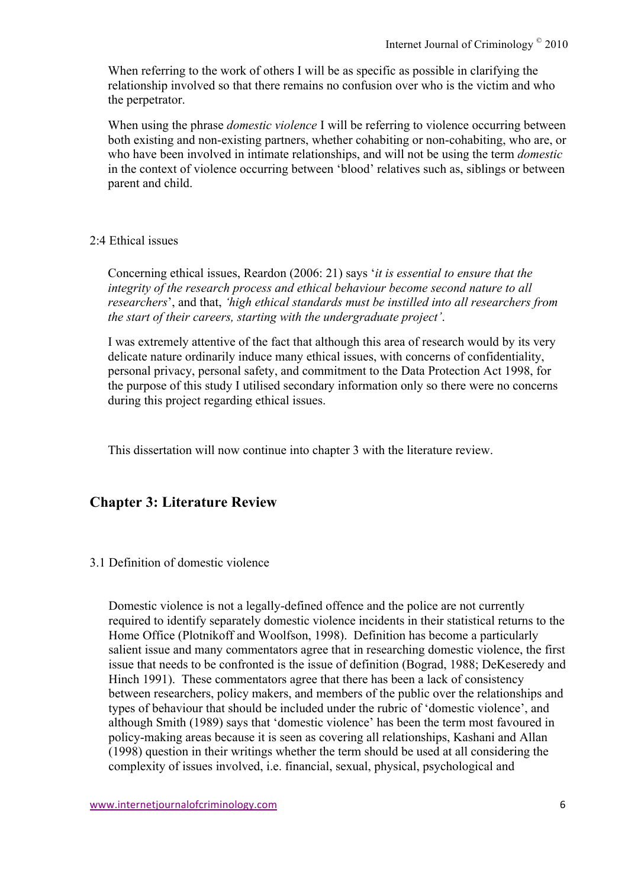When referring to the work of others I will be as specific as possible in clarifying the relationship involved so that there remains no confusion over who is the victim and who the perpetrator.

When using the phrase *domestic violence* I will be referring to violence occurring between both existing and non-existing partners, whether cohabiting or non-cohabiting, who are, or who have been involved in intimate relationships, and will not be using the term *domestic* in the context of violence occurring between 'blood' relatives such as, siblings or between parent and child.

### 2:4 Ethical issues

Concerning ethical issues, Reardon (2006: 21) says '*it is essential to ensure that the integrity of the research process and ethical behaviour become second nature to all researchers*', and that, *'high ethical standards must be instilled into all researchers from the start of their careers, starting with the undergraduate project'*.

I was extremely attentive of the fact that although this area of research would by its very delicate nature ordinarily induce many ethical issues, with concerns of confidentiality, personal privacy, personal safety, and commitment to the Data Protection Act 1998, for the purpose of this study I utilised secondary information only so there were no concerns during this project regarding ethical issues.

This dissertation will now continue into chapter 3 with the literature review.

## Chapter 3: Literature Review

### 3.1 Definition of domestic violence

Domestic violence is not a legally-defined offence and the police are not currently required to identify separately domestic violence incidents in their statistical returns to the Home Office (Plotnikoff and Woolfson, 1998). Definition has become a particularly salient issue and many commentators agree that in researching domestic violence, the first issue that needs to be confronted is the issue of definition (Bograd, 1988; DeKeseredy and Hinch 1991). These commentators agree that there has been a lack of consistency between researchers, policy makers, and members of the public over the relationships and types of behaviour that should be included under the rubric of 'domestic violence', and although Smith (1989) says that 'domestic violence' has been the term most favoured in policy-making areas because it is seen as covering all relationships, Kashani and Allan (1998) question in their writings whether the term should be used at all considering the complexity of issues involved, i.e. financial, sexual, physical, psychological and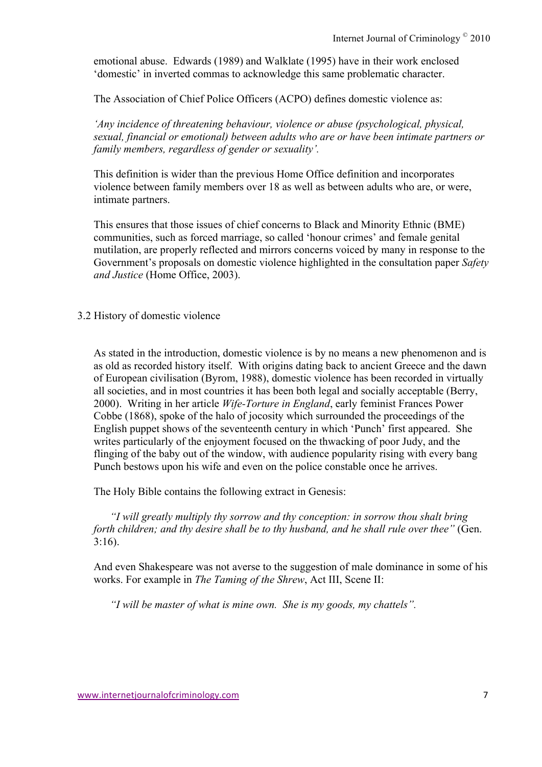emotional abuse. Edwards (1989) and Walklate (1995) have in their work enclosed 'domestic' in inverted commas to acknowledge this same problematic character.

The Association of Chief Police Officers (ACPO) defines domestic violence as:

*'Any incidence of threatening behaviour, violence or abuse (psychological, physical, sexual, financial or emotional) between adults who are or have been intimate partners or family members, regardless of gender or sexuality'.*

This definition is wider than the previous Home Office definition and incorporates violence between family members over 18 as well as between adults who are, or were, intimate partners.

This ensures that those issues of chief concerns to Black and Minority Ethnic (BME) communities, such as forced marriage, so called 'honour crimes' and female genital mutilation, are properly reflected and mirrors concerns voiced by many in response to the Government's proposals on domestic violence highlighted in the consultation paper *Safety and Justice* (Home Office, 2003).

## 3.2 History of domestic violence

As stated in the introduction, domestic violence is by no means a new phenomenon and is as old as recorded history itself. With origins dating back to ancient Greece and the dawn of European civilisation (Byrom, 1988), domestic violence has been recorded in virtually all societies, and in most countries it has been both legal and socially acceptable (Berry, 2000). Writing in her article *Wife-Torture in England*, early feminist Frances Power Cobbe (1868), spoke of the halo of jocosity which surrounded the proceedings of the English puppet shows of the seventeenth century in which 'Punch' first appeared. She writes particularly of the enjoyment focused on the thwacking of poor Judy, and the flinging of the baby out of the window, with audience popularity rising with every bang Punch bestows upon his wife and even on the police constable once he arrives.

The Holy Bible contains the following extract in Genesis:

*"I will greatly multiply thy sorrow and thy conception: in sorrow thou shalt bring forth children; and thy desire shall be to thy husband, and he shall rule over thee"* (Gen. 3:16).

And even Shakespeare was not averse to the suggestion of male dominance in some of his works. For example in *The Taming of the Shrew*, Act III, Scene II:

*"I will be master of what is mine own. She is my goods, my chattels".*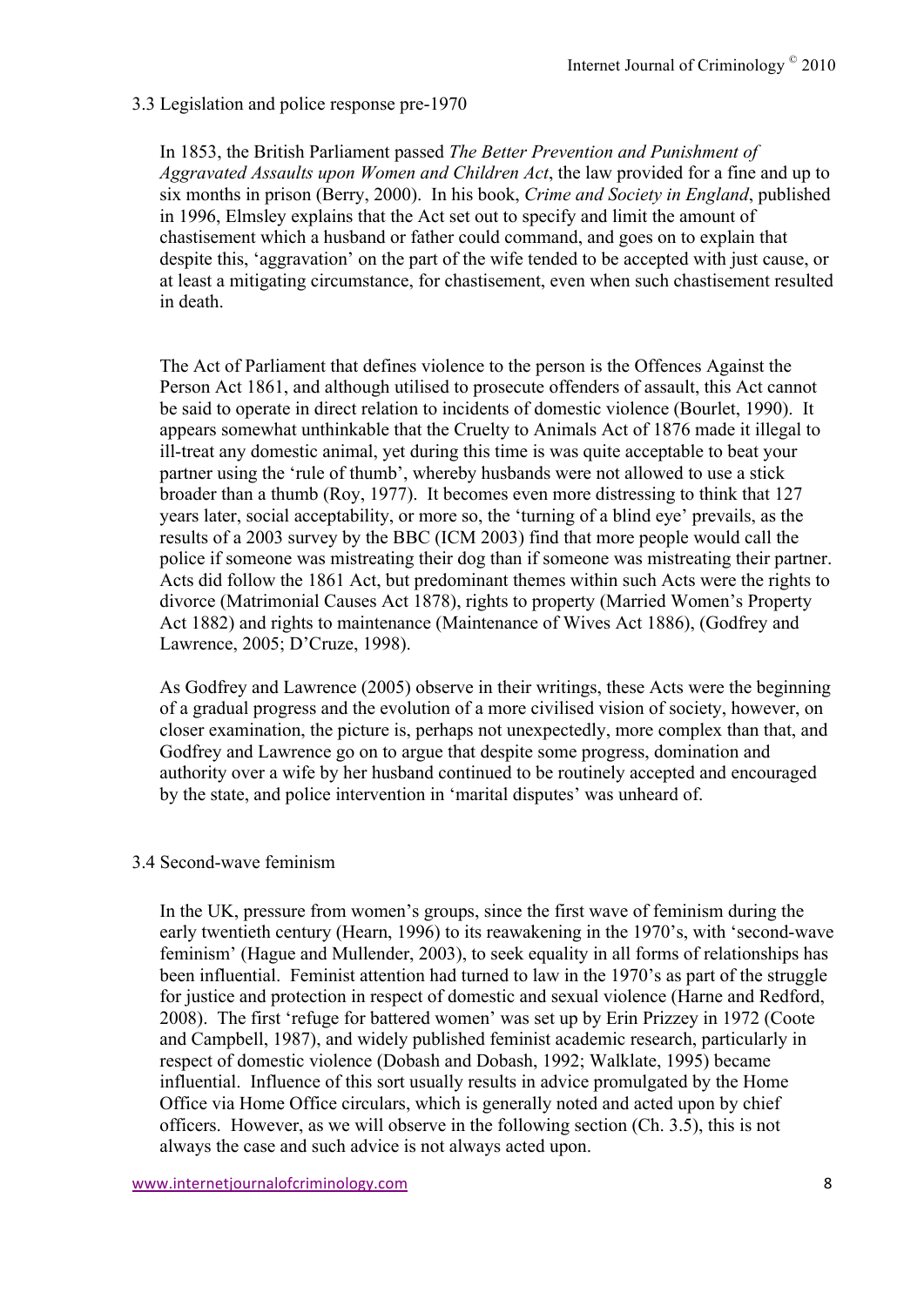### 3.3 Legislation and police response pre-1970

In 1853, the British Parliament passed *The Better Prevention and Punishment of Aggravated Assaults upon Women and Children Act*, the law provided for a fine and up to six months in prison (Berry, 2000). In his book, *Crime and Society in England*, published in 1996, Elmsley explains that the Act set out to specify and limit the amount of chastisement which a husband or father could command, and goes on to explain that despite this, 'aggravation' on the part of the wife tended to be accepted with just cause, or at least a mitigating circumstance, for chastisement, even when such chastisement resulted in death.

The Act of Parliament that defines violence to the person is the Offences Against the Person Act 1861, and although utilised to prosecute offenders of assault, this Act cannot be said to operate in direct relation to incidents of domestic violence (Bourlet, 1990). It appears somewhat unthinkable that the Cruelty to Animals Act of 1876 made it illegal to ill-treat any domestic animal, yet during this time is was quite acceptable to beat your partner using the 'rule of thumb', whereby husbands were not allowed to use a stick broader than a thumb (Roy, 1977). It becomes even more distressing to think that 127 years later, social acceptability, or more so, the 'turning of a blind eye' prevails, as the results of a 2003 survey by the BBC (ICM 2003) find that more people would call the police if someone was mistreating their dog than if someone was mistreating their partner. Acts did follow the 1861 Act, but predominant themes within such Acts were the rights to divorce (Matrimonial Causes Act 1878), rights to property (Married Women's Property Act 1882) and rights to maintenance (Maintenance of Wives Act 1886), (Godfrey and Lawrence, 2005; D'Cruze, 1998).

As Godfrey and Lawrence (2005) observe in their writings, these Acts were the beginning of a gradual progress and the evolution of a more civilised vision of society, however, on closer examination, the picture is, perhaps not unexpectedly, more complex than that, and Godfrey and Lawrence go on to argue that despite some progress, domination and authority over a wife by her husband continued to be routinely accepted and encouraged by the state, and police intervention in 'marital disputes' was unheard of.

### 3.4 Second-wave feminism

In the UK, pressure from women's groups, since the first wave of feminism during the early twentieth century (Hearn, 1996) to its reawakening in the 1970's, with 'second-wave feminism' (Hague and Mullender, 2003), to seek equality in all forms of relationships has been influential. Feminist attention had turned to law in the 1970's as part of the struggle for justice and protection in respect of domestic and sexual violence (Harne and Redford, 2008). The first 'refuge for battered women' was set up by Erin Prizzey in 1972 (Coote and Campbell, 1987), and widely published feminist academic research, particularly in respect of domestic violence (Dobash and Dobash, 1992; Walklate, 1995) became influential. Influence of this sort usually results in advice promulgated by the Home Office via Home Office circulars, which is generally noted and acted upon by chief officers. However, as we will observe in the following section (Ch. 3.5), this is not always the case and such advice is not always acted upon.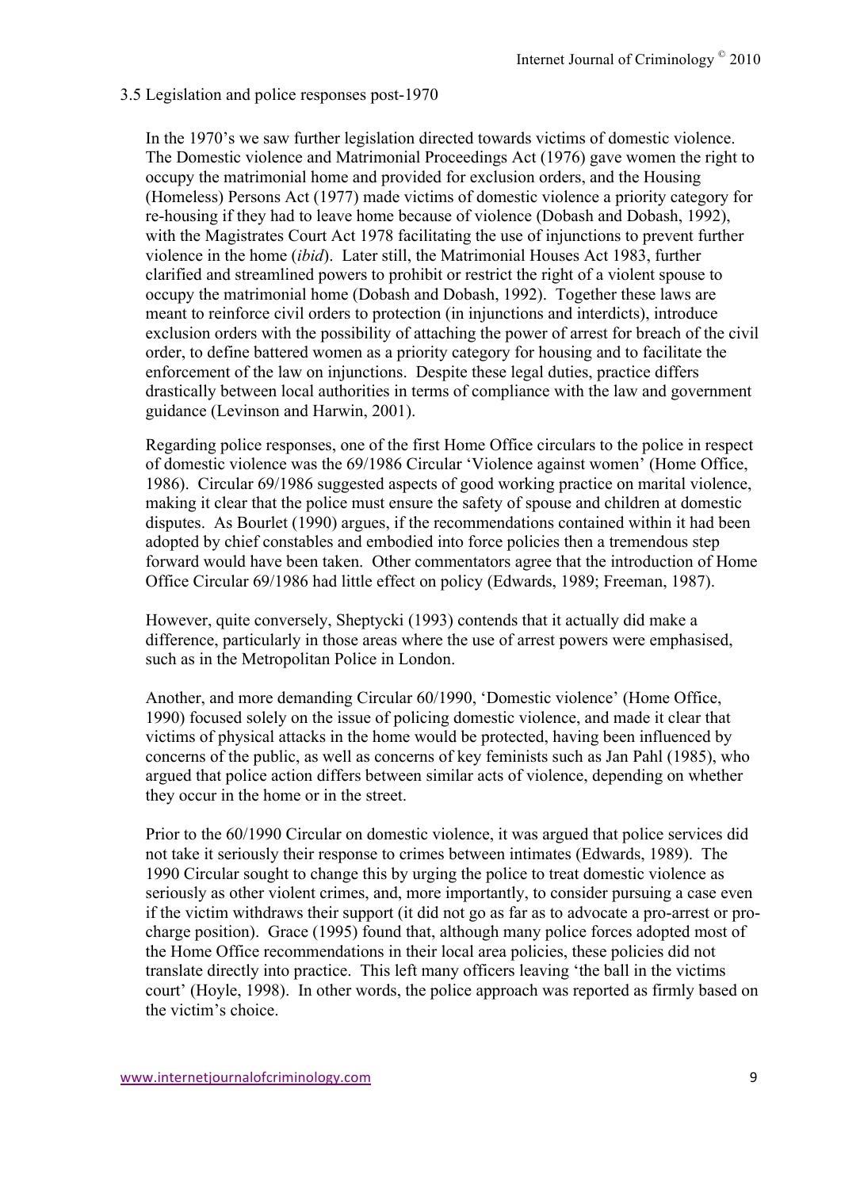3.5 Legislation and police responses post-1970

In the 1970's we saw further legislation directed towards victims of domestic violence. The Domestic violence and Matrimonial Proceedings Act (1976) gave women the right to occupy the matrimonial home and provided for exclusion orders, and the Housing (Homeless) Persons Act (1977) made victims of domestic violence a priority category for re-housing if they had to leave home because of violence (Dobash and Dobash, 1992), with the Magistrates Court Act 1978 facilitating the use of injunctions to prevent further violence in the home (*ibid*). Later still, the Matrimonial Houses Act 1983, further clarified and streamlined powers to prohibit or restrict the right of a violent spouse to occupy the matrimonial home (Dobash and Dobash, 1992). Together these laws are meant to reinforce civil orders to protection (in injunctions and interdicts), introduce exclusion orders with the possibility of attaching the power of arrest for breach of the civil order, to define battered women as a priority category for housing and to facilitate the enforcement of the law on injunctions. Despite these legal duties, practice differs drastically between local authorities in terms of compliance with the law and government guidance (Levinson and Harwin, 2001).

Regarding police responses, one of the first Home Office circulars to the police in respect of domestic violence was the 69/1986 Circular 'Violence against women' (Home Office, 1986). Circular 69/1986 suggested aspects of good working practice on marital violence, making it clear that the police must ensure the safety of spouse and children at domestic disputes. As Bourlet (1990) argues, if the recommendations contained within it had been adopted by chief constables and embodied into force policies then a tremendous step forward would have been taken. Other commentators agree that the introduction of Home Office Circular 69/1986 had little effect on policy (Edwards, 1989; Freeman, 1987).

However, quite conversely, Sheptycki (1993) contends that it actually did make a difference, particularly in those areas where the use of arrest powers were emphasised, such as in the Metropolitan Police in London.

Another, and more demanding Circular 60/1990, 'Domestic violence' (Home Office, 1990) focused solely on the issue of policing domestic violence, and made it clear that victims of physical attacks in the home would be protected, having been influenced by concerns of the public, as well as concerns of key feminists such as Jan Pahl (1985), who argued that police action differs between similar acts of violence, depending on whether they occur in the home or in the street.

Prior to the 60/1990 Circular on domestic violence, it was argued that police services did not take it seriously their response to crimes between intimates (Edwards, 1989). The 1990 Circular sought to change this by urging the police to treat domestic violence as seriously as other violent crimes, and, more importantly, to consider pursuing a case even if the victim withdraws their support (it did not go as far as to advocate a pro-arrest or pro-charge position). Grace (1995) found that, although many police forces adopted most of the Home Office recommendations in their local area policies, these policies did not translate directly into practice. This left many officers leaving 'the ball in the victims court' (Hoyle, 1998). In other words, the police approach was reported as firmly based on the victim's choice.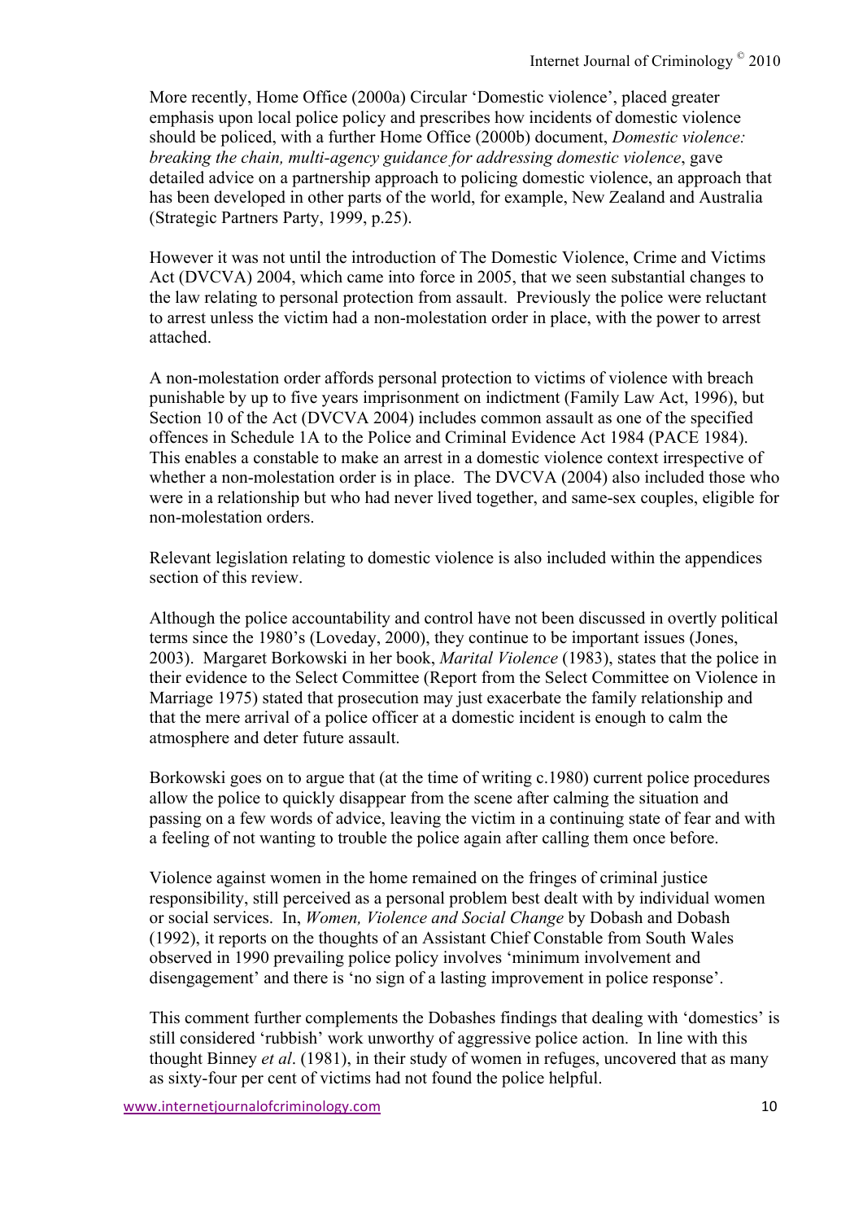More recently, Home Office (2000a) Circular 'Domestic violence', placed greater emphasis upon local police policy and prescribes how incidents of domestic violence should be policed, with a further Home Office (2000b) document, *Domestic violence: breaking the chain, multi-agency guidance for addressing domestic violence*, gave detailed advice on a partnership approach to policing domestic violence, an approach that has been developed in other parts of the world, for example, New Zealand and Australia (Strategic Partners Party, 1999, p.25).

However it was not until the introduction of The Domestic Violence, Crime and Victims Act (DVCVA) 2004, which came into force in 2005, that we seen substantial changes to the law relating to personal protection from assault. Previously the police were reluctant to arrest unless the victim had a non-molestation order in place, with the power to arrest attached.

A non-molestation order affords personal protection to victims of violence with breach punishable by up to five years imprisonment on indictment (Family Law Act, 1996), but Section 10 of the Act (DVCVA 2004) includes common assault as one of the specified offences in Schedule 1A to the Police and Criminal Evidence Act 1984 (PACE 1984). This enables a constable to make an arrest in a domestic violence context irrespective of whether a non-molestation order is in place. The DVCVA (2004) also included those who were in a relationship but who had never lived together, and same-sex couples, eligible for non-molestation orders.

Relevant legislation relating to domestic violence is also included within the appendices section of this review.

Although the police accountability and control have not been discussed in overtly political terms since the 1980's (Loveday, 2000), they continue to be important issues (Jones, 2003). Margaret Borkowski in her book, *Marital Violence* (1983), states that the police in their evidence to the Select Committee (Report from the Select Committee on Violence in Marriage 1975) stated that prosecution may just exacerbate the family relationship and that the mere arrival of a police officer at a domestic incident is enough to calm the atmosphere and deter future assault.

Borkowski goes on to argue that (at the time of writing c.1980) current police procedures allow the police to quickly disappear from the scene after calming the situation and passing on a few words of advice, leaving the victim in a continuing state of fear and with a feeling of not wanting to trouble the police again after calling them once before.

Violence against women in the home remained on the fringes of criminal justice responsibility, still perceived as a personal problem best dealt with by individual women or social services. In, *Women, Violence and Social Change* by Dobash and Dobash (1992), it reports on the thoughts of an Assistant Chief Constable from South Wales observed in 1990 prevailing police policy involves 'minimum involvement and disengagement' and there is 'no sign of a lasting improvement in police response'.

This comment further complements the Dobashes findings that dealing with 'domestics' is still considered 'rubbish' work unworthy of aggressive police action. In line with this thought Binney *et al*. (1981), in their study of women in refuges, uncovered that as many as sixty-four per cent of victims had not found the police helpful.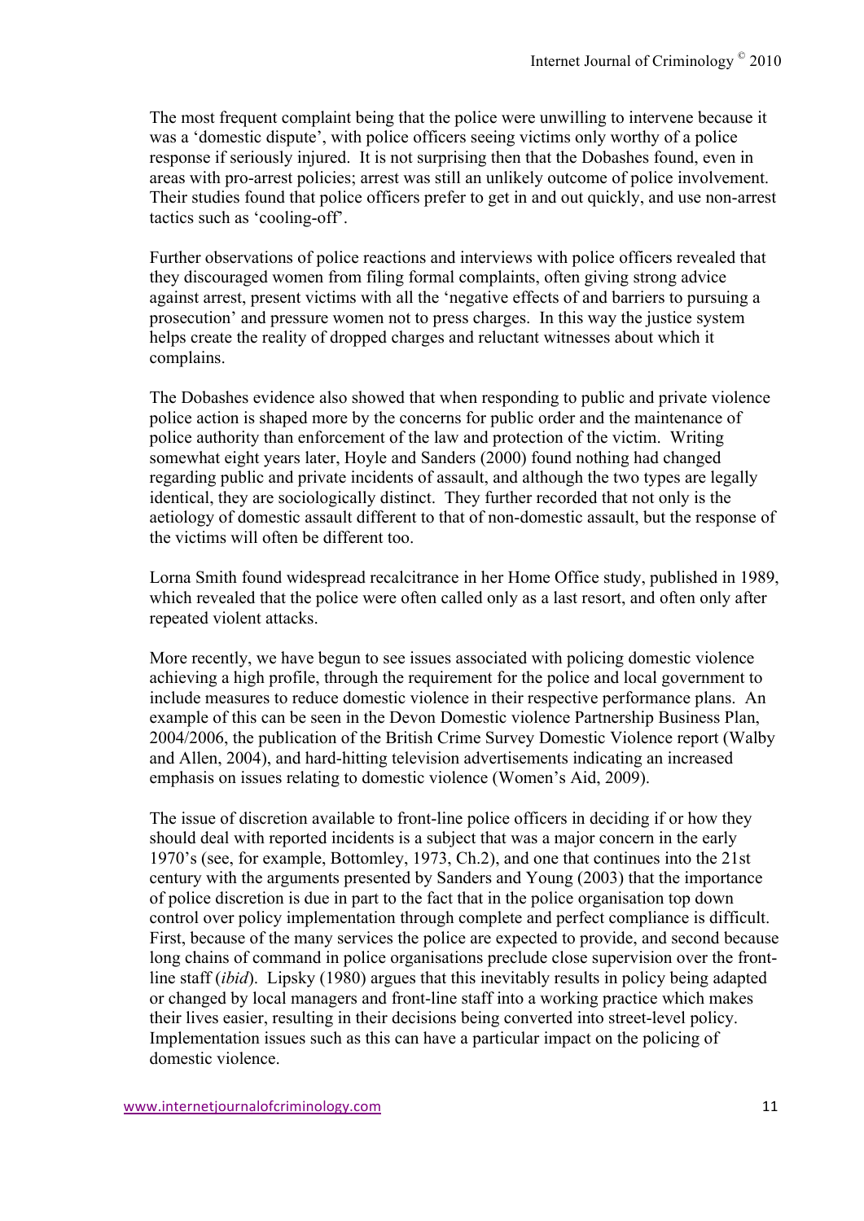The most frequent complaint being that the police were unwilling to intervene because it was a 'domestic dispute', with police officers seeing victims only worthy of a police response if seriously injured. It is not surprising then that the Dobashes found, even in areas with pro-arrest policies; arrest was still an unlikely outcome of police involvement. Their studies found that police officers prefer to get in and out quickly, and use non-arrest tactics such as 'cooling-off'.

Further observations of police reactions and interviews with police officers revealed that they discouraged women from filing formal complaints, often giving strong advice against arrest, present victims with all the 'negative effects of and barriers to pursuing a prosecution' and pressure women not to press charges. In this way the justice system helps create the reality of dropped charges and reluctant witnesses about which it complains.

The Dobashes evidence also showed that when responding to public and private violence police action is shaped more by the concerns for public order and the maintenance of police authority than enforcement of the law and protection of the victim. Writing somewhat eight years later, Hoyle and Sanders (2000) found nothing had changed regarding public and private incidents of assault, and although the two types are legally identical, they are sociologically distinct. They further recorded that not only is the aetiology of domestic assault different to that of non-domestic assault, but the response of the victims will often be different too.

Lorna Smith found widespread recalcitrance in her Home Office study, published in 1989, which revealed that the police were often called only as a last resort, and often only after repeated violent attacks.

More recently, we have begun to see issues associated with policing domestic violence achieving a high profile, through the requirement for the police and local government to include measures to reduce domestic violence in their respective performance plans. An example of this can be seen in the Devon Domestic violence Partnership Business Plan, 2004/2006, the publication of the British Crime Survey Domestic Violence report (Walby and Allen, 2004), and hard-hitting television advertisements indicating an increased emphasis on issues relating to domestic violence (Women's Aid, 2009).

The issue of discretion available to front-line police officers in deciding if or how they should deal with reported incidents is a subject that was a major concern in the early 1970's (see, for example, Bottomley, 1973, Ch.2), and one that continues into the 21st century with the arguments presented by Sanders and Young (2003) that the importance of police discretion is due in part to the fact that in the police organisation top down control over policy implementation through complete and perfect compliance is difficult. First, because of the many services the police are expected to provide, and second because long chains of command in police organisations preclude close supervision over the front-line staff (*ibid*). Lipsky (1980) argues that this inevitably results in policy being adapted or changed by local managers and front-line staff into a working practice which makes their lives easier, resulting in their decisions being converted into street-level policy. Implementation issues such as this can have a particular impact on the policing of domestic violence.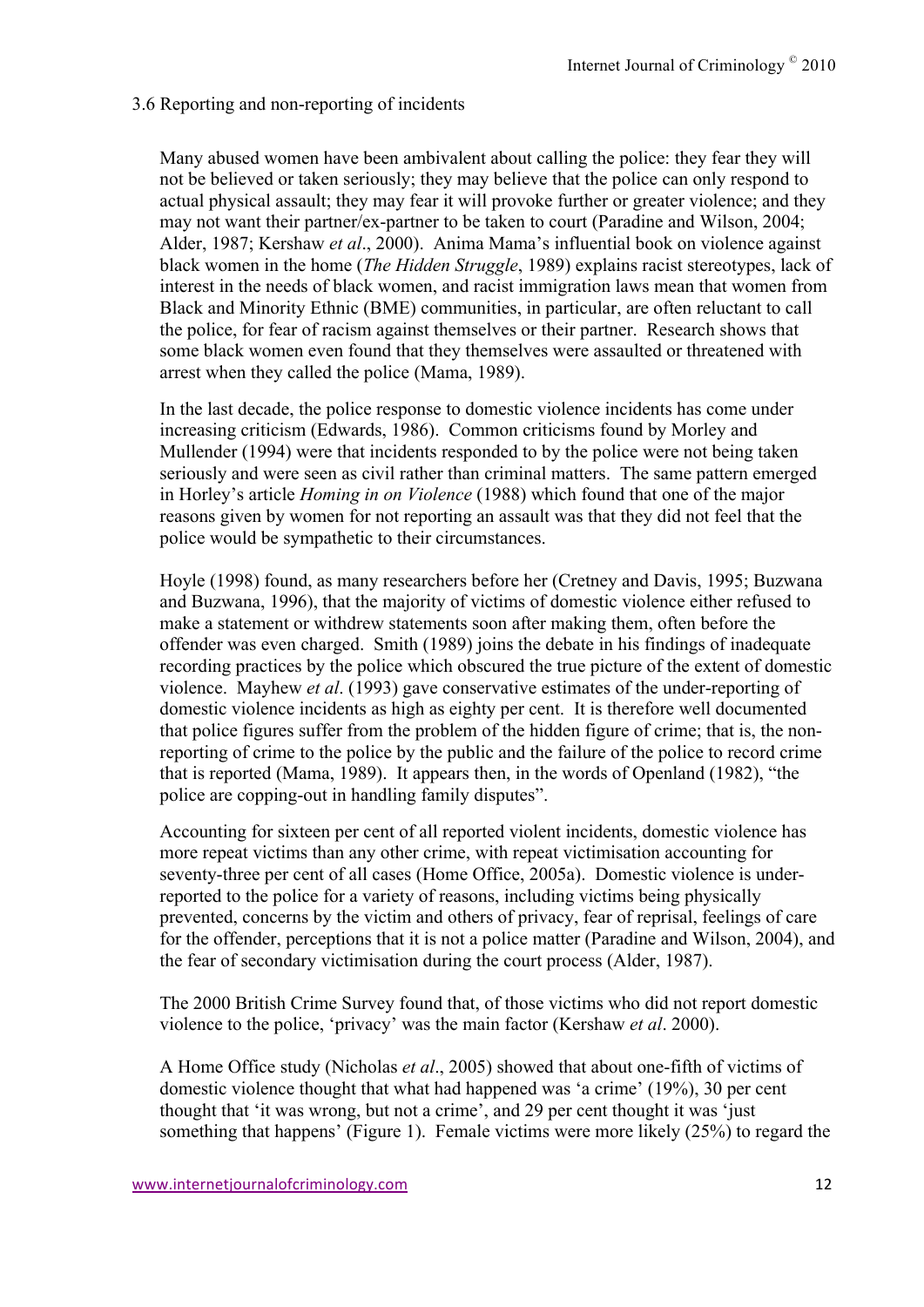### 3.6 Reporting and non-reporting of incidents

Many abused women have been ambivalent about calling the police: they fear they will not be believed or taken seriously; they may believe that the police can only respond to actual physical assault; they may fear it will provoke further or greater violence; and they may not want their partner/ex-partner to be taken to court (Paradine and Wilson, 2004; Alder, 1987; Kershaw *et al*., 2000). Anima Mama's influential book on violence against black women in the home (*The Hidden Struggle*, 1989) explains racist stereotypes, lack of interest in the needs of black women, and racist immigration laws mean that women from Black and Minority Ethnic (BME) communities, in particular, are often reluctant to call the police, for fear of racism against themselves or their partner. Research shows that some black women even found that they themselves were assaulted or threatened with arrest when they called the police (Mama, 1989).

In the last decade, the police response to domestic violence incidents has come under increasing criticism (Edwards, 1986). Common criticisms found by Morley and Mullender (1994) were that incidents responded to by the police were not being taken seriously and were seen as civil rather than criminal matters. The same pattern emerged in Horley's article *Homing in on Violence* (1988) which found that one of the major reasons given by women for not reporting an assault was that they did not feel that the police would be sympathetic to their circumstances.

Hoyle (1998) found, as many researchers before her (Cretney and Davis, 1995; Buzwana and Buzwana, 1996), that the majority of victims of domestic violence either refused to make a statement or withdrew statements soon after making them, often before the offender was even charged. Smith (1989) joins the debate in his findings of inadequate recording practices by the police which obscured the true picture of the extent of domestic violence. Mayhew *et al*. (1993) gave conservative estimates of the under-reporting of domestic violence incidents as high as eighty per cent. It is therefore well documented that police figures suffer from the problem of the hidden figure of crime; that is, the non-reporting of crime to the police by the public and the failure of the police to record crime that is reported (Mama, 1989). It appears then, in the words of Openland (1982), "the police are copping-out in handling family disputes".

Accounting for sixteen per cent of all reported violent incidents, domestic violence has more repeat victims than any other crime, with repeat victimisation accounting for seventy-three per cent of all cases (Home Office, 2005a). Domestic violence is under-reported to the police for a variety of reasons, including victims being physically prevented, concerns by the victim and others of privacy, fear of reprisal, feelings of care for the offender, perceptions that it is not a police matter (Paradine and Wilson, 2004), and the fear of secondary victimisation during the court process (Alder, 1987).

The 2000 British Crime Survey found that, of those victims who did not report domestic violence to the police, 'privacy' was the main factor (Kershaw *et al*. 2000).

A Home Office study (Nicholas *et al*., 2005) showed that about one-fifth of victims of domestic violence thought that what had happened was 'a crime' (19%), 30 per cent thought that 'it was wrong, but not a crime', and 29 per cent thought it was 'just something that happens' (Figure 1). Female victims were more likely (25%) to regard the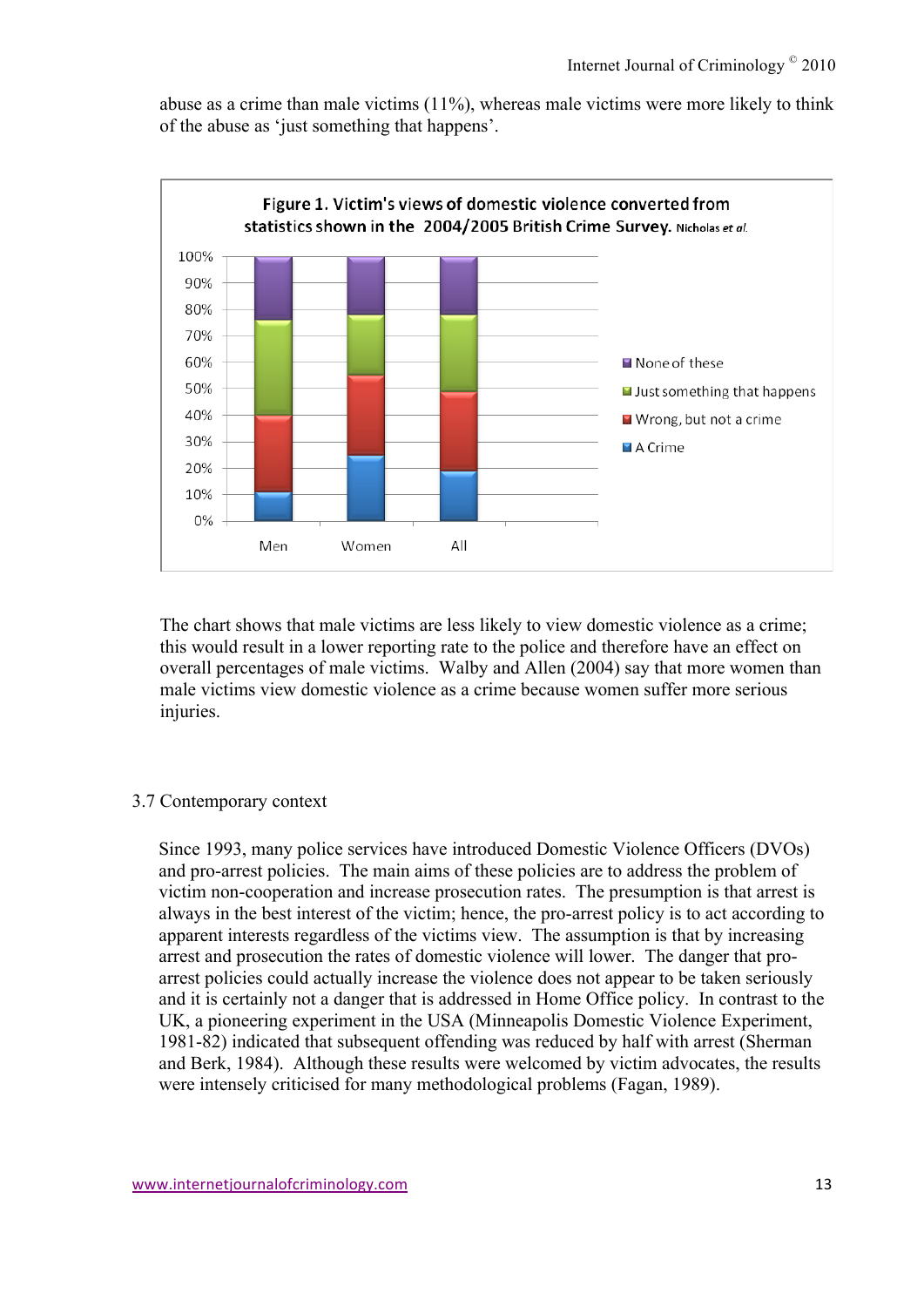abuse as a crime than male victims (11%), whereas male victims were more likely to think of the abuse as 'just something that happens'.

**Figure 1. Victim's views of domestic violence converted from statistics shown in the 2004/2005 British Crime Survey.** Nicholas *et al.*

The chart shows that male victims are less likely to view domestic violence as a crime; this would result in a lower reporting rate to the police and therefore have an effect on overall percentages of male victims. Walby and Allen (2004) say that more women than male victims view domestic violence as a crime because women suffer more serious injuries.

## 3.7 Contemporary context

Since 1993, many police services have introduced Domestic Violence Officers (DVOs) and pro-arrest policies. The main aims of these policies are to address the problem of victim non-cooperation and increase prosecution rates. The presumption is that arrest is always in the best interest of the victim; hence, the pro-arrest policy is to act according to apparent interests regardless of the victims view. The assumption is that by increasing arrest and prosecution the rates of domestic violence will lower. The danger that pro-arrest policies could actually increase the violence does not appear to be taken seriously and it is certainly not a danger that is addressed in Home Office policy. In contrast to the UK, a pioneering experiment in the USA (Minneapolis Domestic Violence Experiment, 1981-82) indicated that subsequent offending was reduced by half with arrest (Sherman and Berk, 1984). Although these results were welcomed by victim advocates, the results were intensely criticised for many methodological problems (Fagan, 1989).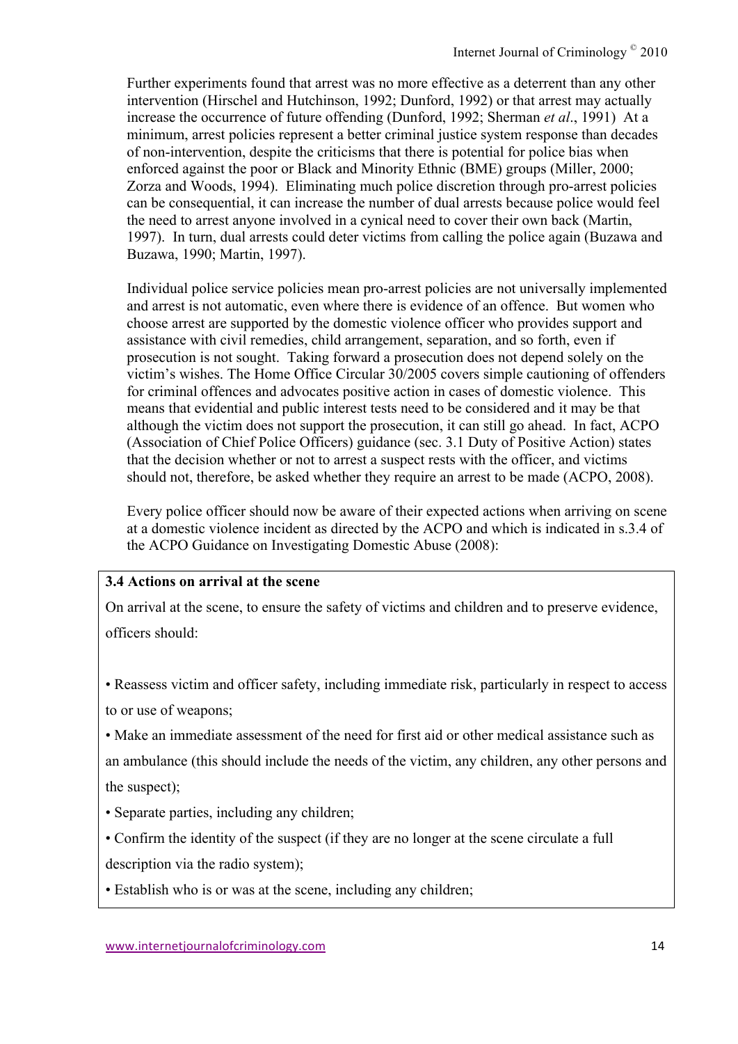Further experiments found that arrest was no more effective as a deterrent than any other intervention (Hirschel and Hutchinson, 1992; Dunford, 1992) or that arrest may actually increase the occurrence of future offending (Dunford, 1992; Sherman *et al*., 1991) At a minimum, arrest policies represent a better criminal justice system response than decades of non-intervention, despite the criticisms that there is potential for police bias when enforced against the poor or Black and Minority Ethnic (BME) groups (Miller, 2000; Zorza and Woods, 1994). Eliminating much police discretion through pro-arrest policies can be consequential, it can increase the number of dual arrests because police would feel the need to arrest anyone involved in a cynical need to cover their own back (Martin, 1997). In turn, dual arrests could deter victims from calling the police again (Buzawa and Buzawa, 1990; Martin, 1997).

Individual police service policies mean pro-arrest policies are not universally implemented and arrest is not automatic, even where there is evidence of an offence. But women who choose arrest are supported by the domestic violence officer who provides support and assistance with civil remedies, child arrangement, separation, and so forth, even if prosecution is not sought. Taking forward a prosecution does not depend solely on the victim's wishes. The Home Office Circular 30/2005 covers simple cautioning of offenders for criminal offences and advocates positive action in cases of domestic violence. This means that evidential and public interest tests need to be considered and it may be that although the victim does not support the prosecution, it can still go ahead. In fact, ACPO (Association of Chief Police Officers) guidance (sec. 3.1 Duty of Positive Action) states that the decision whether or not to arrest a suspect rests with the officer, and victims should not, therefore, be asked whether they require an arrest to be made (ACPO, 2008).

Every police officer should now be aware of their expected actions when arriving on scene at a domestic violence incident as directed by the ACPO and which is indicated in s.3.4 of the ACPO Guidance on Investigating Domestic Abuse (2008):

**3.4 Actions on arrival at the scene**

On arrival at the scene, to ensure the safety of victims and children and to preserve evidence, officers should:

- Reassess victim and officer safety, including immediate risk, particularly in respect to access to or use of weapons;
- Make an immediate assessment of the need for first aid or other medical assistance such as an ambulance (this should include the needs of the victim, any children, any other persons and the suspect);
- Separate parties, including any children;
- Confirm the identity of the suspect (if they are no longer at the scene circulate a full description via the radio system);
- Establish who is or was at the scene, including any children;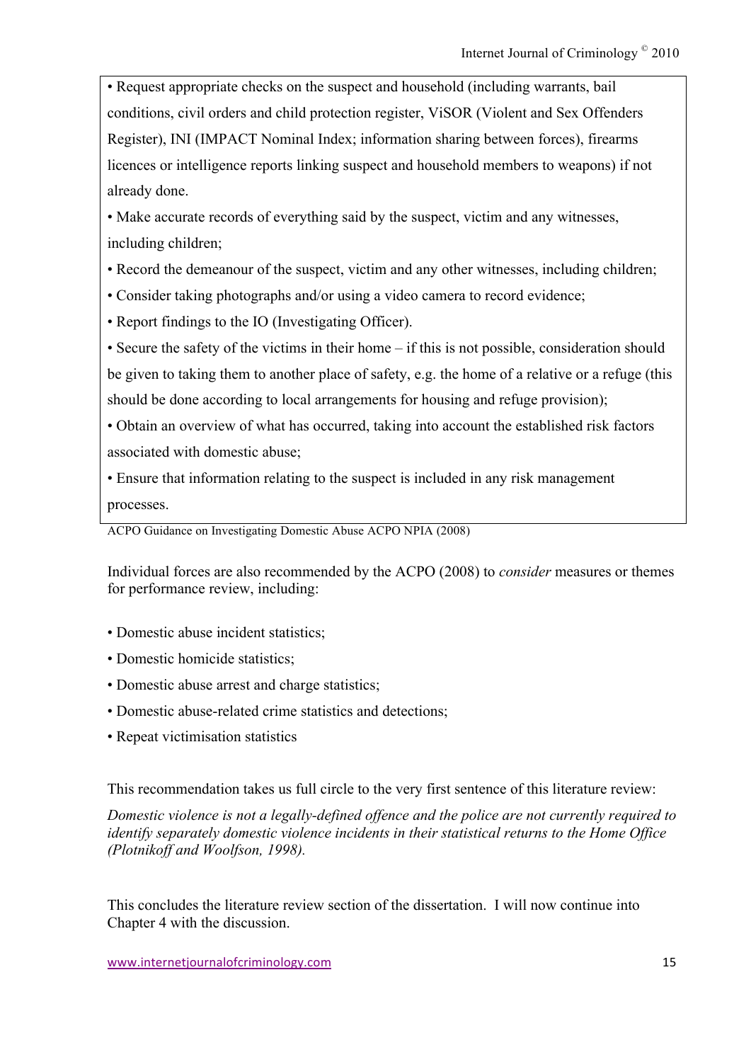- Request appropriate checks on the suspect and household (including warrants, bail conditions, civil orders and child protection register, ViSOR (Violent and Sex Offenders Register), INI (IMPACT Nominal Index; information sharing between forces), firearms licences or intelligence reports linking suspect and household members to weapons) if not already done.
- Make accurate records of everything said by the suspect, victim and any witnesses, including children;
- Record the demeanour of the suspect, victim and any other witnesses, including children;
- Consider taking photographs and/or using a video camera to record evidence;
- Report findings to the IO (Investigating Officer).
- Secure the safety of the victims in their home – if this is not possible, consideration should be given to taking them to another place of safety, e.g. the home of a relative or a refuge (this should be done according to local arrangements for housing and refuge provision);
- Obtain an overview of what has occurred, taking into account the established risk factors associated with domestic abuse;
- Ensure that information relating to the suspect is included in any risk management processes.

ACPO Guidance on Investigating Domestic Abuse ACPO NPIA (2008)

Individual forces are also recommended by the ACPO (2008) to *consider* measures or themes for performance review, including:

- Domestic abuse incident statistics;
- Domestic homicide statistics;
- Domestic abuse arrest and charge statistics;
- Domestic abuse-related crime statistics and detections;
- Repeat victimisation statistics

This recommendation takes us full circle to the very first sentence of this literature review:

*Domestic violence is not a legally-defined offence and the police are not currently required to identify separately domestic violence incidents in their statistical returns to the Home Office (Plotnikoff and Woolfson, 1998).*

This concludes the literature review section of the dissertation. I will now continue into Chapter 4 with the discussion.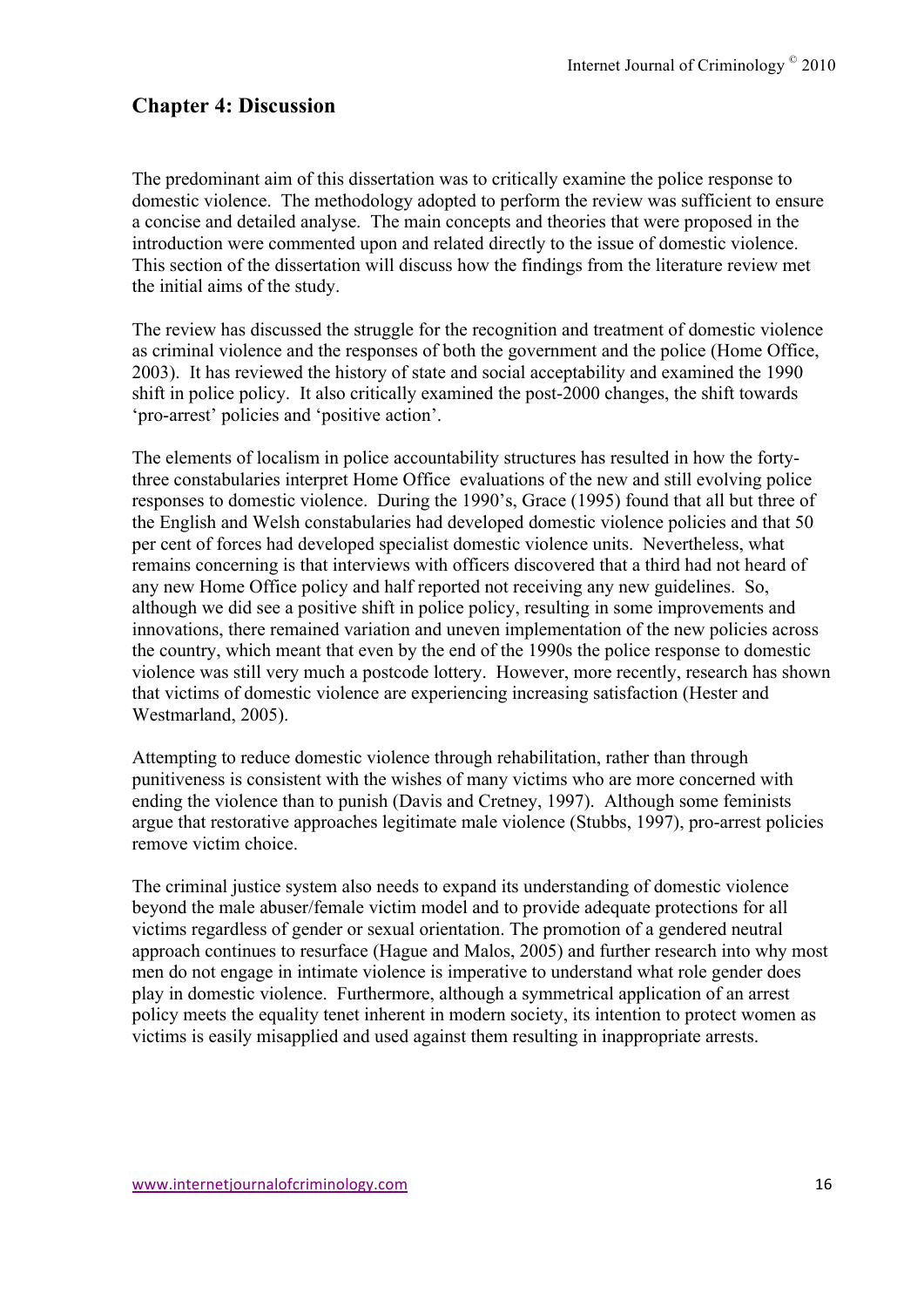## Chapter 4: Discussion

The predominant aim of this dissertation was to critically examine the police response to domestic violence. The methodology adopted to perform the review was sufficient to ensure a concise and detailed analyse. The main concepts and theories that were proposed in the introduction were commented upon and related directly to the issue of domestic violence. This section of the dissertation will discuss how the findings from the literature review met the initial aims of the study.

The review has discussed the struggle for the recognition and treatment of domestic violence as criminal violence and the responses of both the government and the police (Home Office, 2003). It has reviewed the history of state and social acceptability and examined the 1990 shift in police policy. It also critically examined the post-2000 changes, the shift towards 'pro-arrest' policies and 'positive action'.

The elements of localism in police accountability structures has resulted in how the forty-three constabularies interpret Home Office evaluations of the new and still evolving police responses to domestic violence. During the 1990's, Grace (1995) found that all but three of the English and Welsh constabularies had developed domestic violence policies and that 50 per cent of forces had developed specialist domestic violence units. Nevertheless, what remains concerning is that interviews with officers discovered that a third had not heard of any new Home Office policy and half reported not receiving any new guidelines. So, although we did see a positive shift in police policy, resulting in some improvements and innovations, there remained variation and uneven implementation of the new policies across the country, which meant that even by the end of the 1990s the police response to domestic violence was still very much a postcode lottery. However, more recently, research has shown that victims of domestic violence are experiencing increasing satisfaction (Hester and Westmarland, 2005).

Attempting to reduce domestic violence through rehabilitation, rather than through punitiveness is consistent with the wishes of many victims who are more concerned with ending the violence than to punish (Davis and Cretney, 1997). Although some feminists argue that restorative approaches legitimate male violence (Stubbs, 1997), pro-arrest policies remove victim choice.

The criminal justice system also needs to expand its understanding of domestic violence beyond the male abuser/female victim model and to provide adequate protections for all victims regardless of gender or sexual orientation. The promotion of a gendered neutral approach continues to resurface (Hague and Malos, 2005) and further research into why most men do not engage in intimate violence is imperative to understand what role gender does play in domestic violence. Furthermore, although a symmetrical application of an arrest policy meets the equality tenet inherent in modern society, its intention to protect women as victims is easily misapplied and used against them resulting in inappropriate arrests.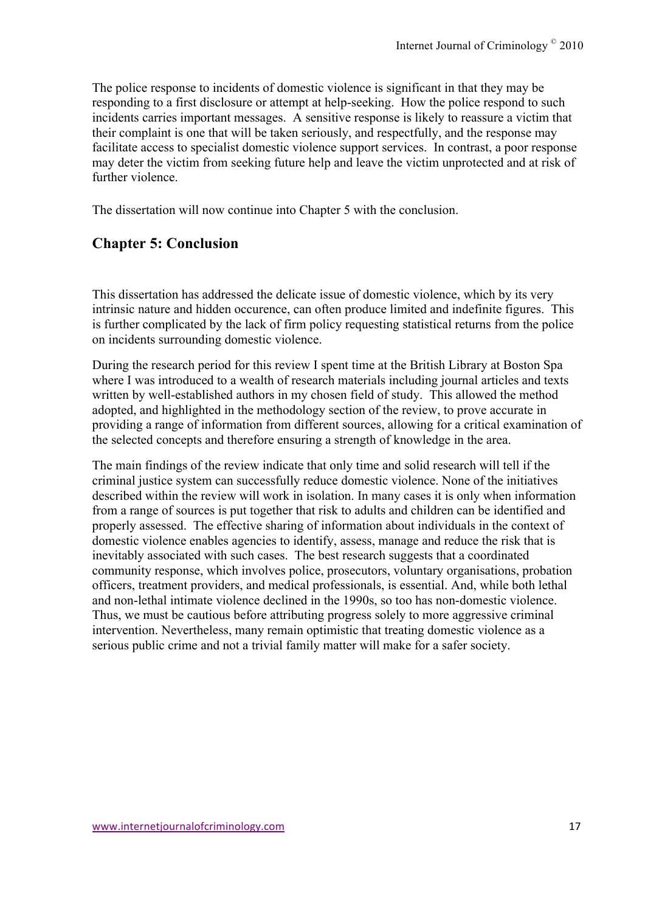The police response to incidents of domestic violence is significant in that they may be responding to a first disclosure or attempt at help-seeking. How the police respond to such incidents carries important messages. A sensitive response is likely to reassure a victim that their complaint is one that will be taken seriously, and respectfully, and the response may facilitate access to specialist domestic violence support services. In contrast, a poor response may deter the victim from seeking future help and leave the victim unprotected and at risk of further violence.

The dissertation will now continue into Chapter 5 with the conclusion.

## Chapter 5: Conclusion

This dissertation has addressed the delicate issue of domestic violence, which by its very intrinsic nature and hidden occurence, can often produce limited and indefinite figures. This is further complicated by the lack of firm policy requesting statistical returns from the police on incidents surrounding domestic violence.

During the research period for this review I spent time at the British Library at Boston Spa where I was introduced to a wealth of research materials including journal articles and texts written by well-established authors in my chosen field of study. This allowed the method adopted, and highlighted in the methodology section of the review, to prove accurate in providing a range of information from different sources, allowing for a critical examination of the selected concepts and therefore ensuring a strength of knowledge in the area.

The main findings of the review indicate that only time and solid research will tell if the criminal justice system can successfully reduce domestic violence. None of the initiatives described within the review will work in isolation. In many cases it is only when information from a range of sources is put together that risk to adults and children can be identified and properly assessed. The effective sharing of information about individuals in the context of domestic violence enables agencies to identify, assess, manage and reduce the risk that is inevitably associated with such cases. The best research suggests that a coordinated community response, which involves police, prosecutors, voluntary organisations, probation officers, treatment providers, and medical professionals, is essential. And, while both lethal and non-lethal intimate violence declined in the 1990s, so too has non-domestic violence. Thus, we must be cautious before attributing progress solely to more aggressive criminal intervention. Nevertheless, many remain optimistic that treating domestic violence as a serious public crime and not a trivial family matter will make for a safer society.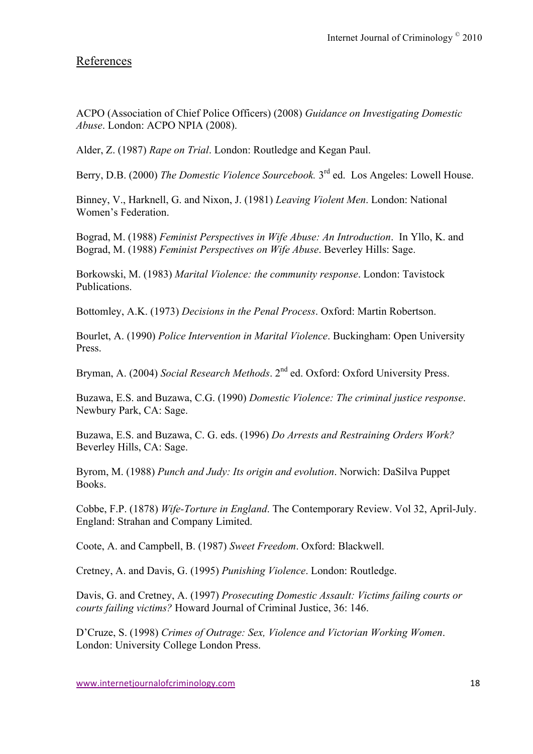## References

ACPO (Association of Chief Police Officers) (2008) *Guidance on Investigating Domestic Abuse*. London: ACPO NPIA (2008).

Alder, Z. (1987) *Rape on Trial*. London: Routledge and Kegan Paul.

Berry, D.B. (2000) *The Domestic Violence Sourcebook.* 3rd ed. Los Angeles: Lowell House.

Binney, V., Harknell, G. and Nixon, J. (1981) *Leaving Violent Men*. London: National Women's Federation.

Bograd, M. (1988) *Feminist Perspectives in Wife Abuse: An Introduction*. In Yllo, K. and Bograd, M. (1988) *Feminist Perspectives on Wife Abuse*. Beverley Hills: Sage.

Borkowski, M. (1983) *Marital Violence: the community response*. London: Tavistock Publications.

Bottomley, A.K. (1973) *Decisions in the Penal Process*. Oxford: Martin Robertson.

Bourlet, A. (1990) *Police Intervention in Marital Violence*. Buckingham: Open University Press.

Bryman, A. (2004) *Social Research Methods*. 2nd ed. Oxford: Oxford University Press.

Buzawa, E.S. and Buzawa, C.G. (1990) *Domestic Violence: The criminal justice response*. Newbury Park, CA: Sage.

Buzawa, E.S. and Buzawa, C. G. eds. (1996) *Do Arrests and Restraining Orders Work?* Beverley Hills, CA: Sage.

Byrom, M. (1988) *Punch and Judy: Its origin and evolution*. Norwich: DaSilva Puppet Books.

Cobbe, F.P. (1878) *Wife-Torture in England*. The Contemporary Review. Vol 32, April-July. England: Strahan and Company Limited.

Coote, A. and Campbell, B. (1987) *Sweet Freedom*. Oxford: Blackwell.

Cretney, A. and Davis, G. (1995) *Punishing Violence*. London: Routledge.

Davis, G. and Cretney, A. (1997) *Prosecuting Domestic Assault: Victims failing courts or courts failing victims?* Howard Journal of Criminal Justice, 36: 146.

D'Cruze, S. (1998) *Crimes of Outrage: Sex, Violence and Victorian Working Women*. London: University College London Press.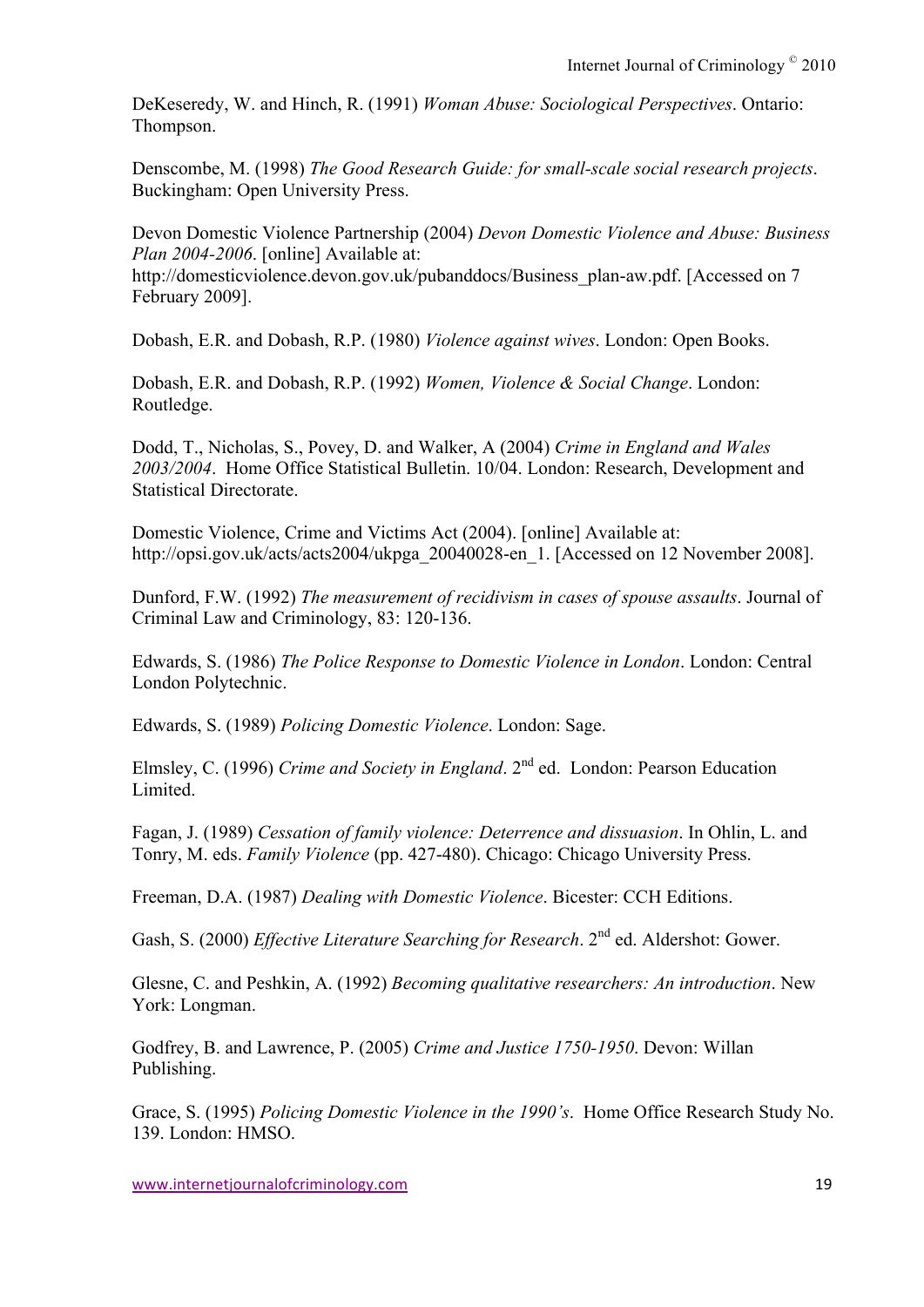DeKeseredy, W. and Hinch, R. (1991) *Woman Abuse: Sociological Perspectives*. Ontario: Thompson.

Denscombe, M. (1998) *The Good Research Guide: for small-scale social research projects*. Buckingham: Open University Press.

Devon Domestic Violence Partnership (2004) *Devon Domestic Violence and Abuse: Business Plan 2004-2006*. [online] Available at: http://domesticviolence.devon.gov.uk/pubanddocs/Business_plan-aw.pdf. [Accessed on 7 February 2009].

Dobash, E.R. and Dobash, R.P. (1980) *Violence against wives*. London: Open Books.

Dobash, E.R. and Dobash, R.P. (1992) *Women, Violence & Social Change*. London: Routledge.

Dodd, T., Nicholas, S., Povey, D. and Walker, A (2004) *Crime in England and Wales 2003/2004*. Home Office Statistical Bulletin. 10/04. London: Research, Development and Statistical Directorate.

Domestic Violence, Crime and Victims Act (2004). [online] Available at: http://opsi.gov.uk/acts/acts2004/ukpga_20040028-en_1. [Accessed on 12 November 2008].

Dunford, F.W. (1992) *The measurement of recidivism in cases of spouse assaults*. Journal of Criminal Law and Criminology, 83: 120-136.

Edwards, S. (1986) *The Police Response to Domestic Violence in London*. London: Central London Polytechnic.

Edwards, S. (1989) *Policing Domestic Violence*. London: Sage.

Elmsley, C. (1996) *Crime and Society in England*. 2nd ed. London: Pearson Education Limited.

Fagan, J. (1989) *Cessation of family violence: Deterrence and dissuasion*. In Ohlin, L. and Tonry, M. eds. *Family Violence* (pp. 427-480). Chicago: Chicago University Press.

Freeman, D.A. (1987) *Dealing with Domestic Violence*. Bicester: CCH Editions.

Gash, S. (2000) *Effective Literature Searching for Research*. 2nd ed. Aldershot: Gower.

Glesne, C. and Peshkin, A. (1992) *Becoming qualitative researchers: An introduction*. New York: Longman.

Godfrey, B. and Lawrence, P. (2005) *Crime and Justice 1750-1950*. Devon: Willan Publishing.

Grace, S. (1995) *Policing Domestic Violence in the 1990's*. Home Office Research Study No. 139. London: HMSO.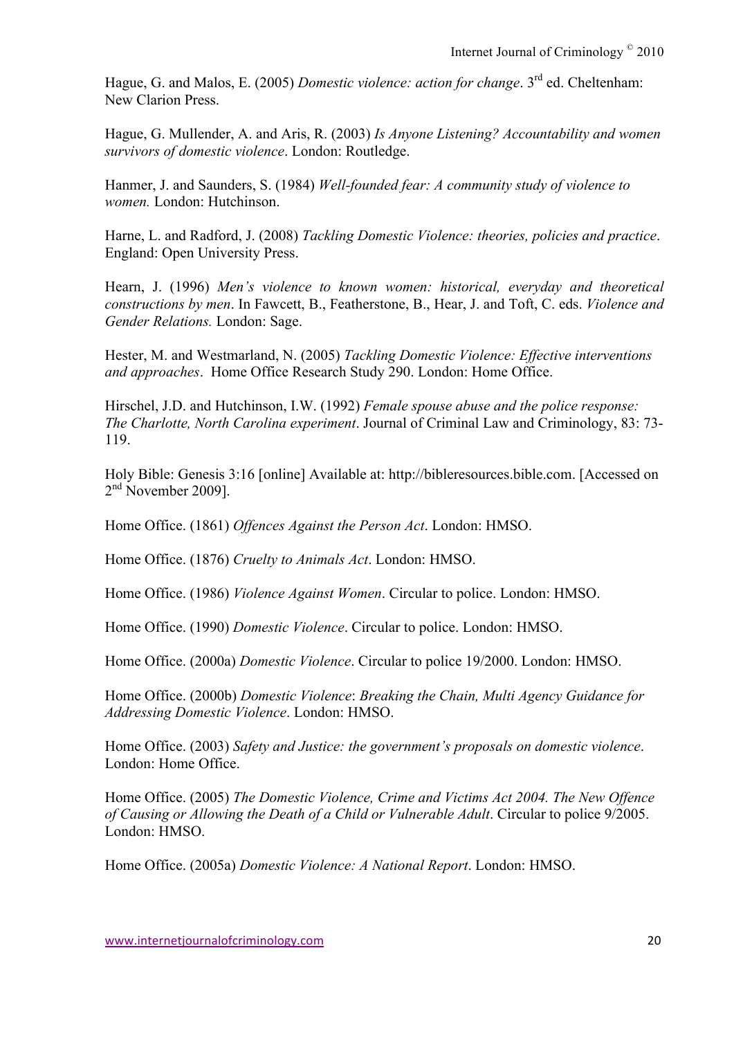Hague, G. and Malos, E. (2005) *Domestic violence: action for change*. 3rd ed. Cheltenham: New Clarion Press.

Hague, G. Mullender, A. and Aris, R. (2003) *Is Anyone Listening? Accountability and women survivors of domestic violence*. London: Routledge.

Hanmer, J. and Saunders, S. (1984) *Well-founded fear: A community study of violence to women.* London: Hutchinson.

Harne, L. and Radford, J. (2008) *Tackling Domestic Violence: theories, policies and practice*. England: Open University Press.

Hearn, J. (1996) *Men's violence to known women: historical, everyday and theoretical constructions by men*. In Fawcett, B., Featherstone, B., Hear, J. and Toft, C. eds. *Violence and Gender Relations.* London: Sage.

Hester, M. and Westmarland, N. (2005) *Tackling Domestic Violence: Effective interventions and approaches*. Home Office Research Study 290. London: Home Office.

Hirschel, J.D. and Hutchinson, I.W. (1992) *Female spouse abuse and the police response: The Charlotte, North Carolina experiment*. Journal of Criminal Law and Criminology, 83: 73-119.

Holy Bible: Genesis 3:16 [online] Available at: http://bibleresources.bible.com. [Accessed on 2nd November 2009].

Home Office. (1861) *Offences Against the Person Act*. London: HMSO.

Home Office. (1876) *Cruelty to Animals Act*. London: HMSO.

Home Office. (1986) *Violence Against Women*. Circular to police. London: HMSO.

Home Office. (1990) *Domestic Violence*. Circular to police. London: HMSO.

Home Office. (2000a) *Domestic Violence*. Circular to police 19/2000. London: HMSO.

Home Office. (2000b) *Domestic Violence*: *Breaking the Chain, Multi Agency Guidance for Addressing Domestic Violence*. London: HMSO.

Home Office. (2003) *Safety and Justice: the government's proposals on domestic violence*. London: Home Office.

Home Office. (2005) *The Domestic Violence, Crime and Victims Act 2004. The New Offence of Causing or Allowing the Death of a Child or Vulnerable Adult*. Circular to police 9/2005. London: HMSO.

Home Office. (2005a) *Domestic Violence: A National Report*. London: HMSO.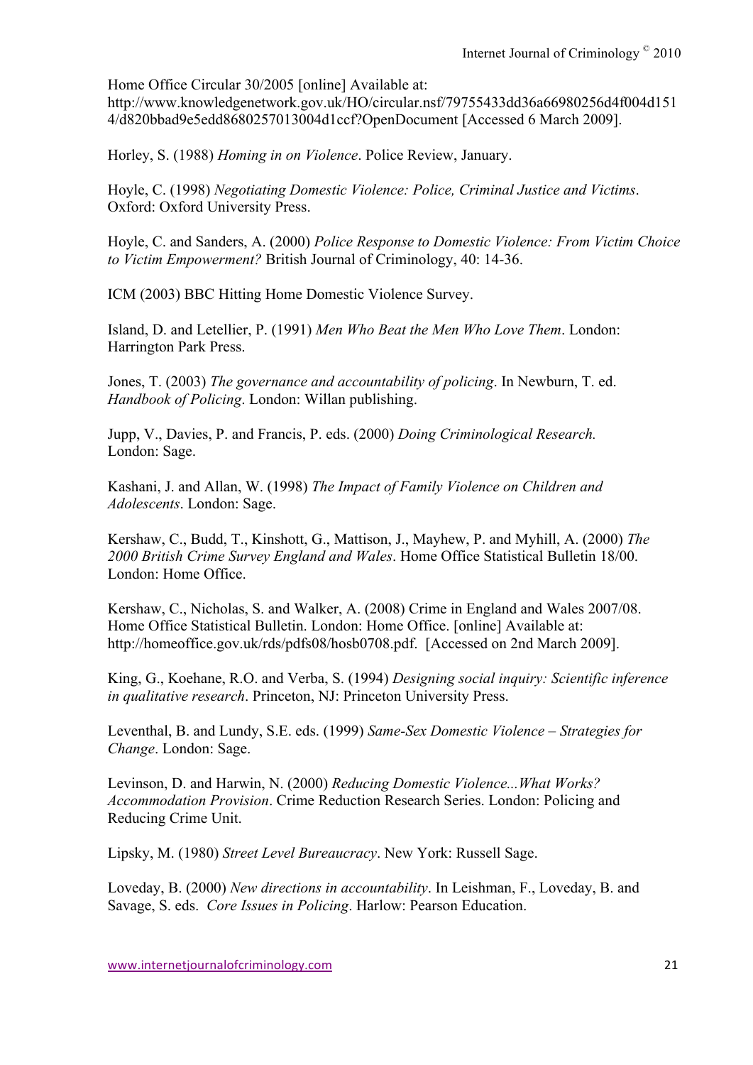Home Office Circular 30/2005 [online] Available at: http://www.knowledgenetwork.gov.uk/HO/circular.nsf/79755433dd36a66980256d4f004d1514/d820bbad9e5edd8680257013004d1ccf?OpenDocument [Accessed 6 March 2009].

Horley, S. (1988) *Homing in on Violence*. Police Review, January.

Hoyle, C. (1998) *Negotiating Domestic Violence: Police, Criminal Justice and Victims*. Oxford: Oxford University Press.

Hoyle, C. and Sanders, A. (2000) *Police Response to Domestic Violence: From Victim Choice to Victim Empowerment?* British Journal of Criminology, 40: 14-36.

ICM (2003) BBC Hitting Home Domestic Violence Survey.

Island, D. and Letellier, P. (1991) *Men Who Beat the Men Who Love Them*. London: Harrington Park Press.

Jones, T. (2003) *The governance and accountability of policing*. In Newburn, T. ed. *Handbook of Policing*. London: Willan publishing.

Jupp, V., Davies, P. and Francis, P. eds. (2000) *Doing Criminological Research.* London: Sage.

Kashani, J. and Allan, W. (1998) *The Impact of Family Violence on Children and Adolescents*. London: Sage.

Kershaw, C., Budd, T., Kinshott, G., Mattison, J., Mayhew, P. and Myhill, A. (2000) *The 2000 British Crime Survey England and Wales*. Home Office Statistical Bulletin 18/00. London: Home Office.

Kershaw, C., Nicholas, S. and Walker, A. (2008) Crime in England and Wales 2007/08. Home Office Statistical Bulletin. London: Home Office. [online] Available at: http://homeoffice.gov.uk/rds/pdfs08/hosb0708.pdf. [Accessed on 2nd March 2009].

King, G., Koehane, R.O. and Verba, S. (1994) *Designing social inquiry: Scientific inference in qualitative research*. Princeton, NJ: Princeton University Press.

Leventhal, B. and Lundy, S.E. eds. (1999) *Same-Sex Domestic Violence – Strategies for Change*. London: Sage.

Levinson, D. and Harwin, N. (2000) *Reducing Domestic Violence...What Works? Accommodation Provision*. Crime Reduction Research Series. London: Policing and Reducing Crime Unit.

Lipsky, M. (1980) *Street Level Bureaucracy*. New York: Russell Sage.

Loveday, B. (2000) *New directions in accountability*. In Leishman, F., Loveday, B. and Savage, S. eds. *Core Issues in Policing*. Harlow: Pearson Education.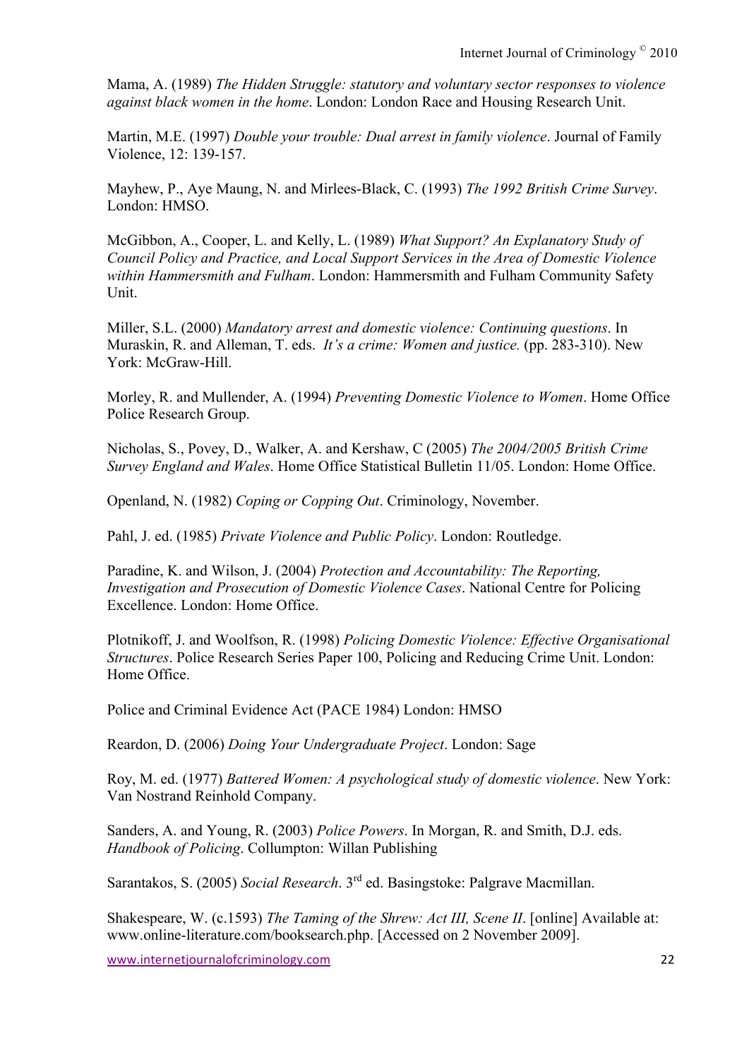Mama, A. (1989) *The Hidden Struggle: statutory and voluntary sector responses to violence against black women in the home*. London: London Race and Housing Research Unit.

Martin, M.E. (1997) *Double your trouble: Dual arrest in family violence*. Journal of Family Violence, 12: 139-157.

Mayhew, P., Aye Maung, N. and Mirlees-Black, C. (1993) *The 1992 British Crime Survey*. London: HMSO.

McGibbon, A., Cooper, L. and Kelly, L. (1989) *What Support? An Explanatory Study of Council Policy and Practice, and Local Support Services in the Area of Domestic Violence within Hammersmith and Fulham*. London: Hammersmith and Fulham Community Safety Unit.

Miller, S.L. (2000) *Mandatory arrest and domestic violence: Continuing questions*. In Muraskin, R. and Alleman, T. eds. *It's a crime: Women and justice.* (pp. 283-310). New York: McGraw-Hill.

Morley, R. and Mullender, A. (1994) *Preventing Domestic Violence to Women*. Home Office Police Research Group.

Nicholas, S., Povey, D., Walker, A. and Kershaw, C (2005) *The 2004/2005 British Crime Survey England and Wales*. Home Office Statistical Bulletin 11/05. London: Home Office.

Openland, N. (1982) *Coping or Copping Out*. Criminology, November.

Pahl, J. ed. (1985) *Private Violence and Public Policy*. London: Routledge.

Paradine, K. and Wilson, J. (2004) *Protection and Accountability: The Reporting, Investigation and Prosecution of Domestic Violence Cases*. National Centre for Policing Excellence. London: Home Office.

Plotnikoff, J. and Woolfson, R. (1998) *Policing Domestic Violence: Effective Organisational Structures*. Police Research Series Paper 100, Policing and Reducing Crime Unit. London: Home Office.

Police and Criminal Evidence Act (PACE 1984) London: HMSO

Reardon, D. (2006) *Doing Your Undergraduate Project*. London: Sage

Roy, M. ed. (1977) *Battered Women: A psychological study of domestic violence*. New York: Van Nostrand Reinhold Company.

Sanders, A. and Young, R. (2003) *Police Powers*. In Morgan, R. and Smith, D.J. eds. *Handbook of Policing*. Collumpton: Willan Publishing

Sarantakos, S. (2005) *Social Research*. 3rd ed. Basingstoke: Palgrave Macmillan.

Shakespeare, W. (c.1593) *The Taming of the Shrew: Act III, Scene II*. [online] Available at: www.online-literature.com/booksearch.php. [Accessed on 2 November 2009].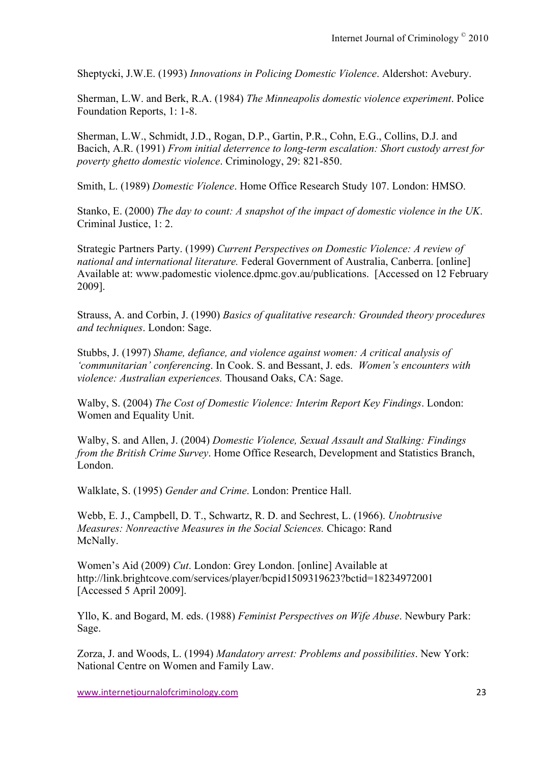Sheptycki, J.W.E. (1993) *Innovations in Policing Domestic Violence*. Aldershot: Avebury.

Sherman, L.W. and Berk, R.A. (1984) *The Minneapolis domestic violence experiment*. Police Foundation Reports, 1: 1-8.

Sherman, L.W., Schmidt, J.D., Rogan, D.P., Gartin, P.R., Cohn, E.G., Collins, D.J. and Bacich, A.R. (1991) *From initial deterrence to long-term escalation: Short custody arrest for poverty ghetto domestic violence*. Criminology, 29: 821-850.

Smith, L. (1989) *Domestic Violence*. Home Office Research Study 107. London: HMSO.

Stanko, E. (2000) *The day to count: A snapshot of the impact of domestic violence in the UK*. Criminal Justice, 1: 2.

Strategic Partners Party. (1999) *Current Perspectives on Domestic Violence: A review of national and international literature.* Federal Government of Australia, Canberra. [online] Available at: www.padomestic violence.dpmc.gov.au/publications. [Accessed on 12 February 2009].

Strauss, A. and Corbin, J. (1990) *Basics of qualitative research: Grounded theory procedures and techniques*. London: Sage.

Stubbs, J. (1997) *Shame, defiance, and violence against women: A critical analysis of 'communitarian' conferencing*. In Cook. S. and Bessant, J. eds. *Women's encounters with violence: Australian experiences.* Thousand Oaks, CA: Sage.

Walby, S. (2004) *The Cost of Domestic Violence: Interim Report Key Findings*. London: Women and Equality Unit.

Walby, S. and Allen, J. (2004) *Domestic Violence, Sexual Assault and Stalking: Findings from the British Crime Survey*. Home Office Research, Development and Statistics Branch, London.

Walklate, S. (1995) *Gender and Crime*. London: Prentice Hall.

Webb, E. J., Campbell, D. T., Schwartz, R. D. and Sechrest, L. (1966). *Unobtrusive Measures: Nonreactive Measures in the Social Sciences.* Chicago: Rand McNally.

Women's Aid (2009) *Cut*. London: Grey London. [online] Available at http://link.brightcove.com/services/player/bcpid1509319623?bctid=18234972001 [Accessed 5 April 2009].

Yllo, K. and Bogard, M. eds. (1988) *Feminist Perspectives on Wife Abuse*. Newbury Park: Sage.

Zorza, J. and Woods, L. (1994) *Mandatory arrest: Problems and possibilities*. New York: National Centre on Women and Family Law.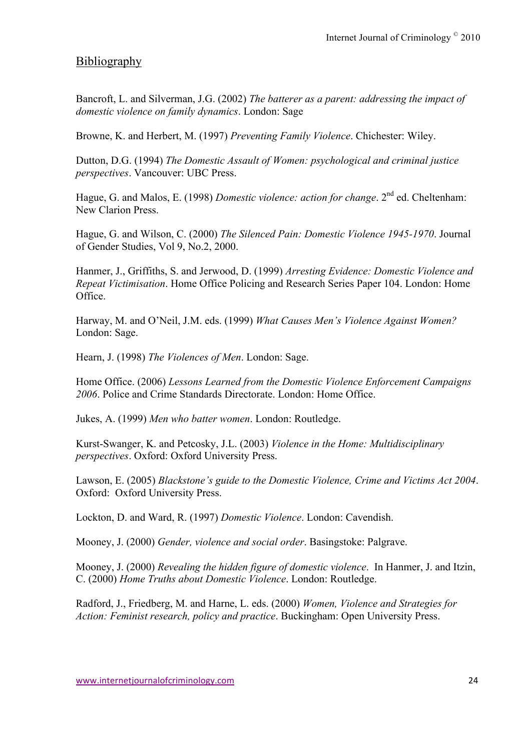## Bibliography

Bancroft, L. and Silverman, J.G. (2002) *The batterer as a parent: addressing the impact of domestic violence on family dynamics*. London: Sage

Browne, K. and Herbert, M. (1997) *Preventing Family Violence*. Chichester: Wiley.

Dutton, D.G. (1994) *The Domestic Assault of Women: psychological and criminal justice perspectives*. Vancouver: UBC Press.

Hague, G. and Malos, E. (1998) *Domestic violence: action for change*. 2nd ed. Cheltenham: New Clarion Press.

Hague, G. and Wilson, C. (2000) *The Silenced Pain: Domestic Violence 1945-1970*. Journal of Gender Studies, Vol 9, No.2, 2000.

Hanmer, J., Griffiths, S. and Jerwood, D. (1999) *Arresting Evidence: Domestic Violence and Repeat Victimisation*. Home Office Policing and Research Series Paper 104. London: Home Office.

Harway, M. and O'Neil, J.M. eds. (1999) *What Causes Men's Violence Against Women?* London: Sage.

Hearn, J. (1998) *The Violences of Men*. London: Sage.

Home Office. (2006) *Lessons Learned from the Domestic Violence Enforcement Campaigns 2006*. Police and Crime Standards Directorate. London: Home Office.

Jukes, A. (1999) *Men who batter women*. London: Routledge.

Kurst-Swanger, K. and Petcosky, J.L. (2003) *Violence in the Home: Multidisciplinary perspectives*. Oxford: Oxford University Press.

Lawson, E. (2005) *Blackstone's guide to the Domestic Violence, Crime and Victims Act 2004*. Oxford: Oxford University Press.

Lockton, D. and Ward, R. (1997) *Domestic Violence*. London: Cavendish.

Mooney, J. (2000) *Gender, violence and social order*. Basingstoke: Palgrave.

Mooney, J. (2000) *Revealing the hidden figure of domestic violence*. In Hanmer, J. and Itzin, C. (2000) *Home Truths about Domestic Violence*. London: Routledge.

Radford, J., Friedberg, M. and Harne, L. eds. (2000) *Women, Violence and Strategies for Action: Feminist research, policy and practice*. Buckingham: Open University Press.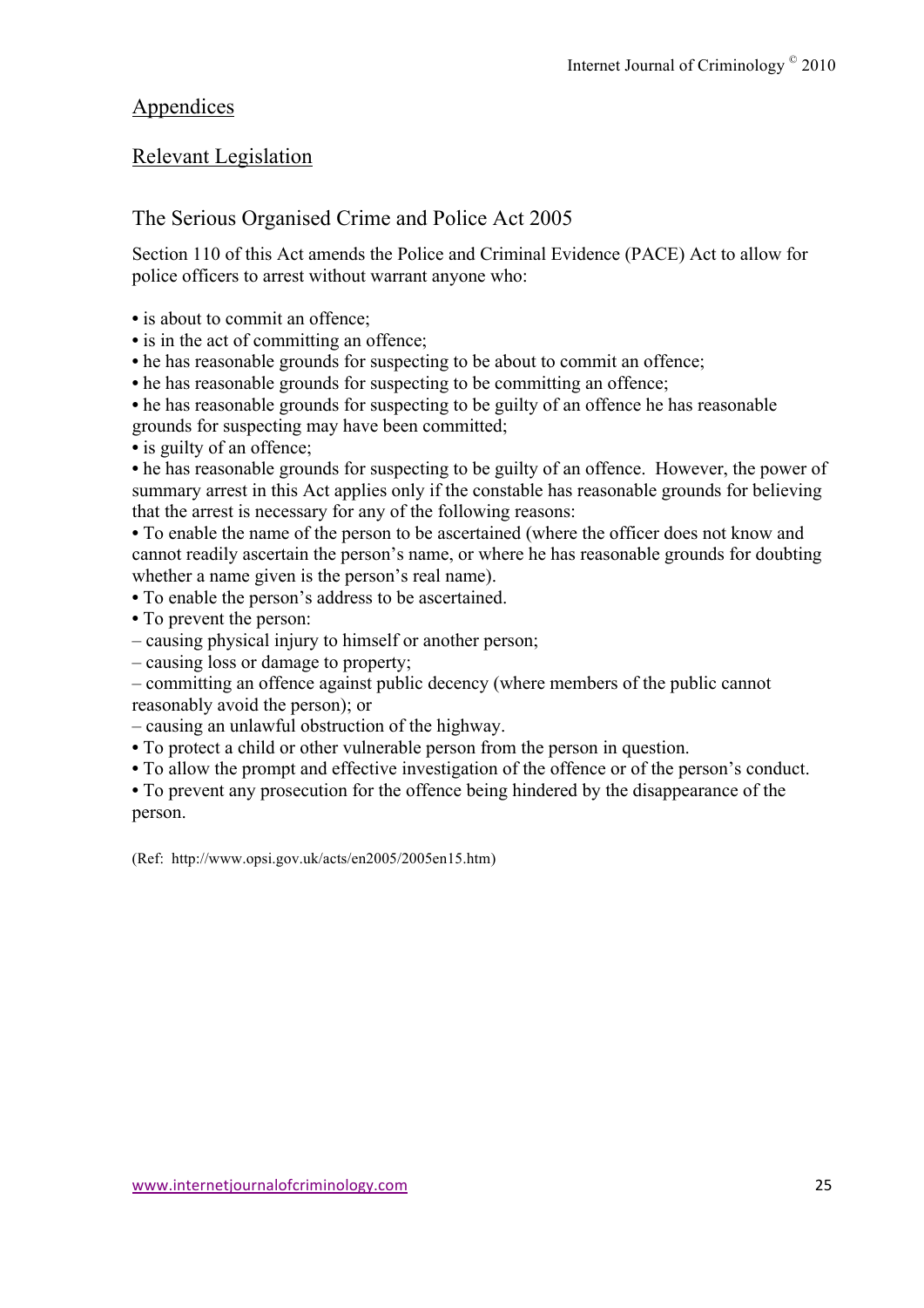## Appendices

## Relevant Legislation

### The Serious Organised Crime and Police Act 2005

Section 110 of this Act amends the Police and Criminal Evidence (PACE) Act to allow for police officers to arrest without warrant anyone who:

- is about to commit an offence;
- is in the act of committing an offence;
- he has reasonable grounds for suspecting to be about to commit an offence;
- he has reasonable grounds for suspecting to be committing an offence;
- he has reasonable grounds for suspecting to be guilty of an offence he has reasonable grounds for suspecting may have been committed;
- is guilty of an offence;
- he has reasonable grounds for suspecting to be guilty of an offence. However, the power of summary arrest in this Act applies only if the constable has reasonable grounds for believing that the arrest is necessary for any of the following reasons:
- To enable the name of the person to be ascertained (where the officer does not know and cannot readily ascertain the person's name, or where he has reasonable grounds for doubting whether a name given is the person's real name).
- To enable the person's address to be ascertained.
- To prevent the person:
  – causing physical injury to himself or another person;
  – causing loss or damage to property;
  – committing an offence against public decency (where members of the public cannot reasonably avoid the person); or
  – causing an unlawful obstruction of the highway.
- To protect a child or other vulnerable person from the person in question.
- To allow the prompt and effective investigation of the offence or of the person's conduct.
- To prevent any prosecution for the offence being hindered by the disappearance of the person.

(Ref: http://www.opsi.gov.uk/acts/en2005/2005en15.htm)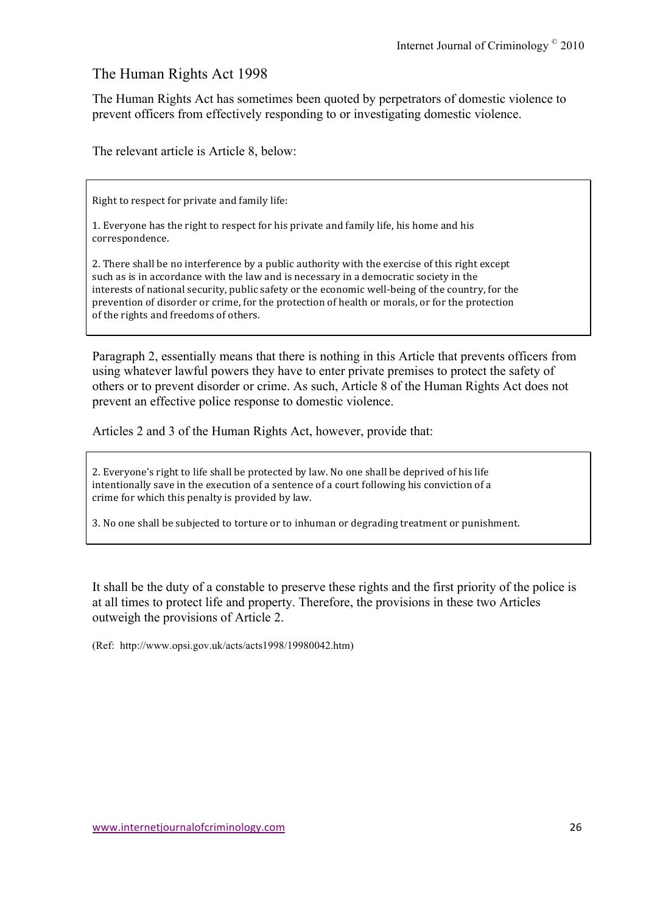## The Human Rights Act 1998

The Human Rights Act has sometimes been quoted by perpetrators of domestic violence to prevent officers from effectively responding to or investigating domestic violence.

The relevant article is Article 8, below:

> Right to respect for private and family life:
>
> 1. Everyone has the right to respect for his private and family life, his home and his correspondence.
>
> 2. There shall be no interference by a public authority with the exercise of this right except such as is in accordance with the law and is necessary in a democratic society in the interests of national security, public safety or the economic well-being of the country, for the prevention of disorder or crime, for the protection of health or morals, or for the protection of the rights and freedoms of others.

Paragraph 2, essentially means that there is nothing in this Article that prevents officers from using whatever lawful powers they have to enter private premises to protect the safety of others or to prevent disorder or crime. As such, Article 8 of the Human Rights Act does not prevent an effective police response to domestic violence.

Articles 2 and 3 of the Human Rights Act, however, provide that:

> 2. Everyone's right to life shall be protected by law. No one shall be deprived of his life intentionally save in the execution of a sentence of a court following his conviction of a crime for which this penalty is provided by law.
>
> 3. No one shall be subjected to torture or to inhuman or degrading treatment or punishment.

It shall be the duty of a constable to preserve these rights and the first priority of the police is at all times to protect life and property. Therefore, the provisions in these two Articles outweigh the provisions of Article 2.

(Ref: http://www.opsi.gov.uk/acts/acts1998/19980042.htm)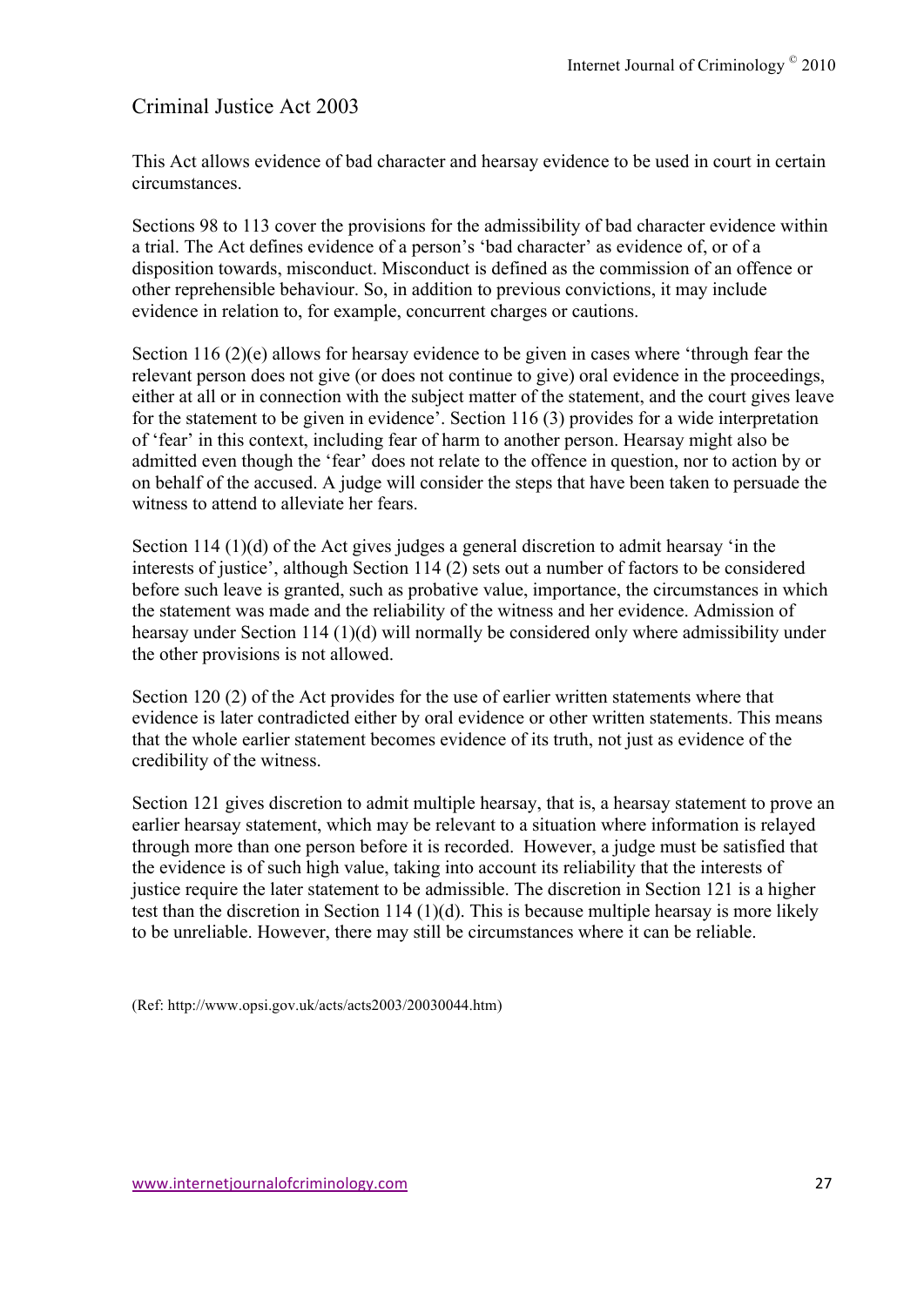## Criminal Justice Act 2003

This Act allows evidence of bad character and hearsay evidence to be used in court in certain circumstances.

Sections 98 to 113 cover the provisions for the admissibility of bad character evidence within a trial. The Act defines evidence of a person's 'bad character' as evidence of, or of a disposition towards, misconduct. Misconduct is defined as the commission of an offence or other reprehensible behaviour. So, in addition to previous convictions, it may include evidence in relation to, for example, concurrent charges or cautions.

Section 116 (2)(e) allows for hearsay evidence to be given in cases where 'through fear the relevant person does not give (or does not continue to give) oral evidence in the proceedings, either at all or in connection with the subject matter of the statement, and the court gives leave for the statement to be given in evidence'. Section 116 (3) provides for a wide interpretation of 'fear' in this context, including fear of harm to another person. Hearsay might also be admitted even though the 'fear' does not relate to the offence in question, nor to action by or on behalf of the accused. A judge will consider the steps that have been taken to persuade the witness to attend to alleviate her fears.

Section 114 (1)(d) of the Act gives judges a general discretion to admit hearsay 'in the interests of justice', although Section 114 (2) sets out a number of factors to be considered before such leave is granted, such as probative value, importance, the circumstances in which the statement was made and the reliability of the witness and her evidence. Admission of hearsay under Section 114 (1)(d) will normally be considered only where admissibility under the other provisions is not allowed.

Section 120 (2) of the Act provides for the use of earlier written statements where that evidence is later contradicted either by oral evidence or other written statements. This means that the whole earlier statement becomes evidence of its truth, not just as evidence of the credibility of the witness.

Section 121 gives discretion to admit multiple hearsay, that is, a hearsay statement to prove an earlier hearsay statement, which may be relevant to a situation where information is relayed through more than one person before it is recorded. However, a judge must be satisfied that the evidence is of such high value, taking into account its reliability that the interests of justice require the later statement to be admissible. The discretion in Section 121 is a higher test than the discretion in Section 114 (1)(d). This is because multiple hearsay is more likely to be unreliable. However, there may still be circumstances where it can be reliable.

(Ref: http://www.opsi.gov.uk/acts/acts2003/20030044.htm)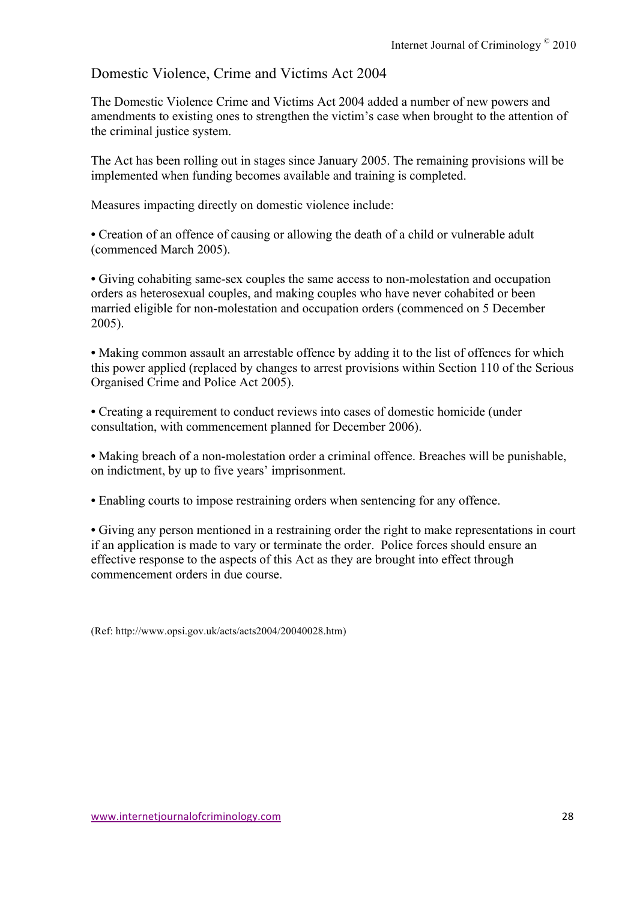## Domestic Violence, Crime and Victims Act 2004

The Domestic Violence Crime and Victims Act 2004 added a number of new powers and amendments to existing ones to strengthen the victim's case when brought to the attention of the criminal justice system.

The Act has been rolling out in stages since January 2005. The remaining provisions will be implemented when funding becomes available and training is completed.

Measures impacting directly on domestic violence include:

- Creation of an offence of causing or allowing the death of a child or vulnerable adult (commenced March 2005).

- Giving cohabiting same-sex couples the same access to non-molestation and occupation orders as heterosexual couples, and making couples who have never cohabited or been married eligible for non-molestation and occupation orders (commenced on 5 December 2005).

- Making common assault an arrestable offence by adding it to the list of offences for which this power applied (replaced by changes to arrest provisions within Section 110 of the Serious Organised Crime and Police Act 2005).

- Creating a requirement to conduct reviews into cases of domestic homicide (under consultation, with commencement planned for December 2006).

- Making breach of a non-molestation order a criminal offence. Breaches will be punishable, on indictment, by up to five years' imprisonment.

- Enabling courts to impose restraining orders when sentencing for any offence.

- Giving any person mentioned in a restraining order the right to make representations in court if an application is made to vary or terminate the order. Police forces should ensure an effective response to the aspects of this Act as they are brought into effect through commencement orders in due course.

(Ref: http://www.opsi.gov.uk/acts/acts2004/20040028.htm)